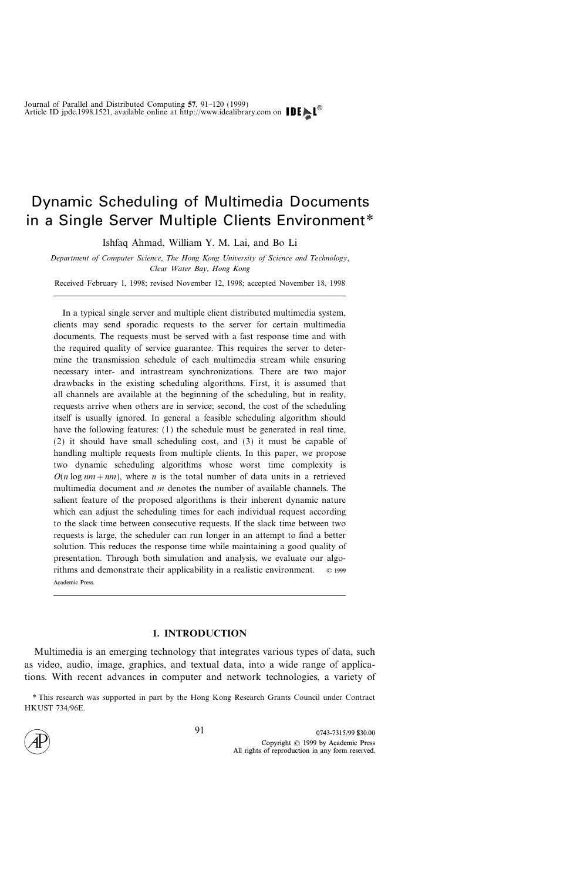# Dynamic Scheduling of Multimedia Documents in a Single Server Multiple Clients Environment*

Ishfaq Ahmad, William Y. M. Lai, and Bo Li

*Department of Computer Science, The Hong Kong University of Science and Technology, Clear Water Bay, Hong Kong*

Received February 1, 1998; revised November 12, 1998; accepted November 18, 1998

In a typical single server and multiple client distributed multimedia system, clients may send sporadic requests to the server for certain multimedia documents. The requests must be served with a fast response time and with the required quality of service guarantee. This requires the server to determine the transmission schedule of each multimedia stream while ensuring necessary inter- and intrastream synchronizations. There are two major drawbacks in the existing scheduling algorithms. First, it is assumed that all channels are available at the beginning of the scheduling, but in reality, requests arrive when others are in service; second, the cost of the scheduling itself is usually ignored. In general a feasible scheduling algorithm should have the following features: (1) the schedule must be generated in real time, (2) it should have small scheduling cost, and (3) it must be capable of handling multiple requests from multiple clients. In this paper, we propose two dynamic scheduling algorithms whose worst time complexity is $O(n \log nm + nm)$, where $n$ is the total number of data units in a retrieved multimedia document and $m$ denotes the number of available channels. The salient feature of the proposed algorithms is their inherent dynamic nature which can adjust the scheduling times for each individual request according to the slack time between consecutive requests. If the slack time between two requests is large, the scheduler can run longer in an attempt to find a better solution. This reduces the response time while maintaining a good quality of presentation. Through both simulation and analysis, we evaluate our algorithms and demonstrate their applicability in a realistic environment. © 1999 Academic Press.

## 1. INTRODUCTION

Multimedia is an emerging technology that integrates various types of data, such as video, audio, image, graphics, and textual data, into a wide range of applications. With recent advances in computer and network technologies, a variety of

\* This research was supported in part by the Hong Kong Research Grants Council under Contract HKUST 734/96E.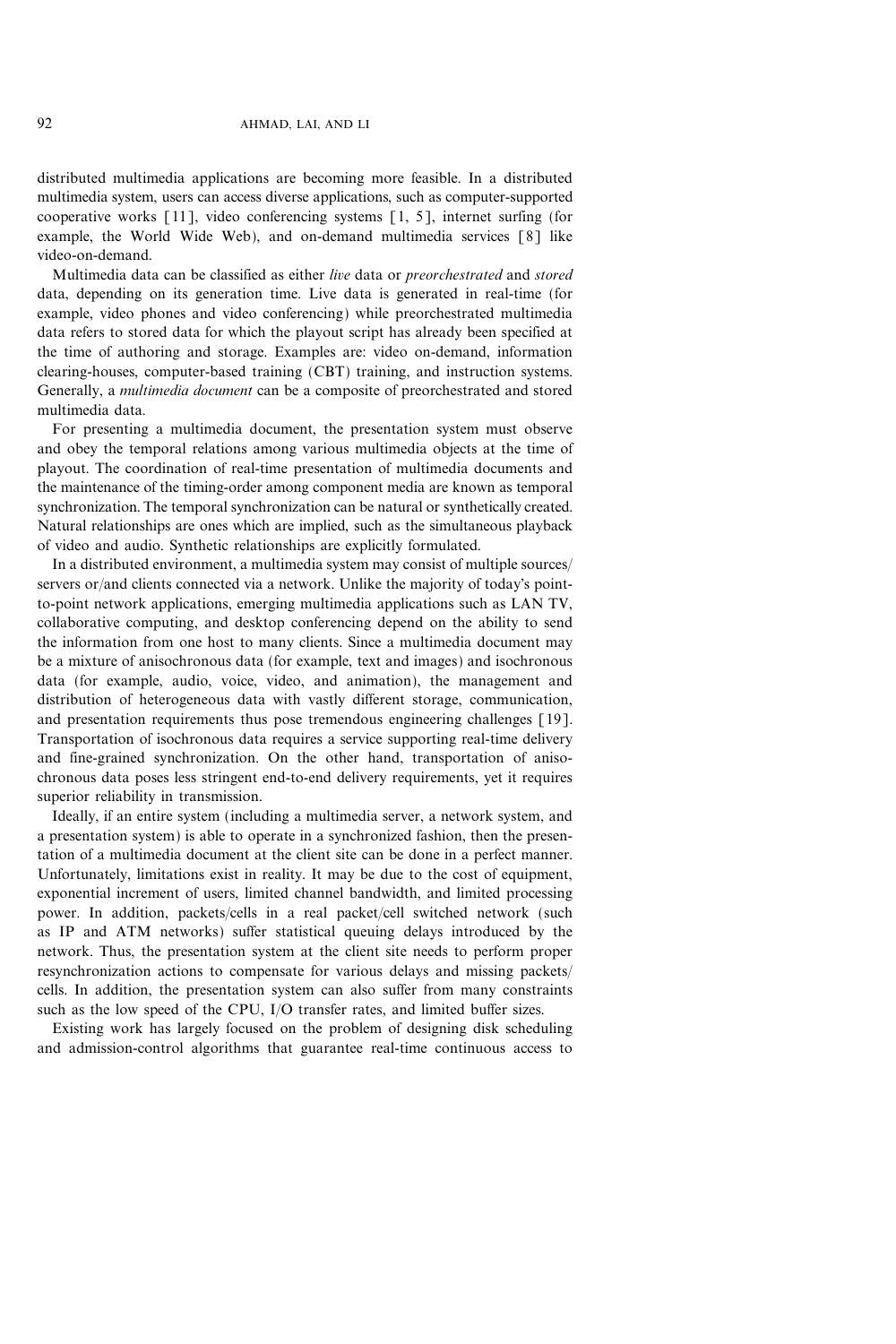distributed multimedia applications are becoming more feasible. In a distributed multimedia system, users can access diverse applications, such as computer-supported cooperative works [11], video conferencing systems [1, 5], internet surfing (for example, the World Wide Web), and on-demand multimedia services [8] like video-on-demand.

Multimedia data can be classified as either *live* data or *preorchestrated* and *stored* data, depending on its generation time. Live data is generated in real-time (for example, video phones and video conferencing) while preorchestrated multimedia data refers to stored data for which the playout script has already been specified at the time of authoring and storage. Examples are: video on-demand, information clearing-houses, computer-based training (CBT) training, and instruction systems. Generally, a *multimedia document* can be a composite of preorchestrated and stored multimedia data.

For presenting a multimedia document, the presentation system must observe and obey the temporal relations among various multimedia objects at the time of playout. The coordination of real-time presentation of multimedia documents and the maintenance of the timing-order among component media are known as temporal synchronization. The temporal synchronization can be natural or synthetically created. Natural relationships are ones which are implied, such as the simultaneous playback of video and audio. Synthetic relationships are explicitly formulated.

In a distributed environment, a multimedia system may consist of multiple sources/servers or/and clients connected via a network. Unlike the majority of today's point-to-point network applications, emerging multimedia applications such as LAN TV, collaborative computing, and desktop conferencing depend on the ability to send the information from one host to many clients. Since a multimedia document may be a mixture of anisochronous data (for example, text and images) and isochronous data (for example, audio, voice, video, and animation), the management and distribution of heterogeneous data with vastly different storage, communication, and presentation requirements thus pose tremendous engineering challenges [19]. Transportation of isochronous data requires a service supporting real-time delivery and fine-grained synchronization. On the other hand, transportation of anisochronous data poses less stringent end-to-end delivery requirements, yet it requires superior reliability in transmission.

Ideally, if an entire system (including a multimedia server, a network system, and a presentation system) is able to operate in a synchronized fashion, then the presentation of a multimedia document at the client site can be done in a perfect manner. Unfortunately, limitations exist in reality. It may be due to the cost of equipment, exponential increment of users, limited channel bandwidth, and limited processing power. In addition, packets/cells in a real packet/cell switched network (such as IP and ATM networks) suffer statistical queuing delays introduced by the network. Thus, the presentation system at the client site needs to perform proper resynchronization actions to compensate for various delays and missing packets/cells. In addition, the presentation system can also suffer from many constraints such as the low speed of the CPU, I/O transfer rates, and limited buffer sizes.

Existing work has largely focused on the problem of designing disk scheduling and admission-control algorithms that guarantee real-time continuous access to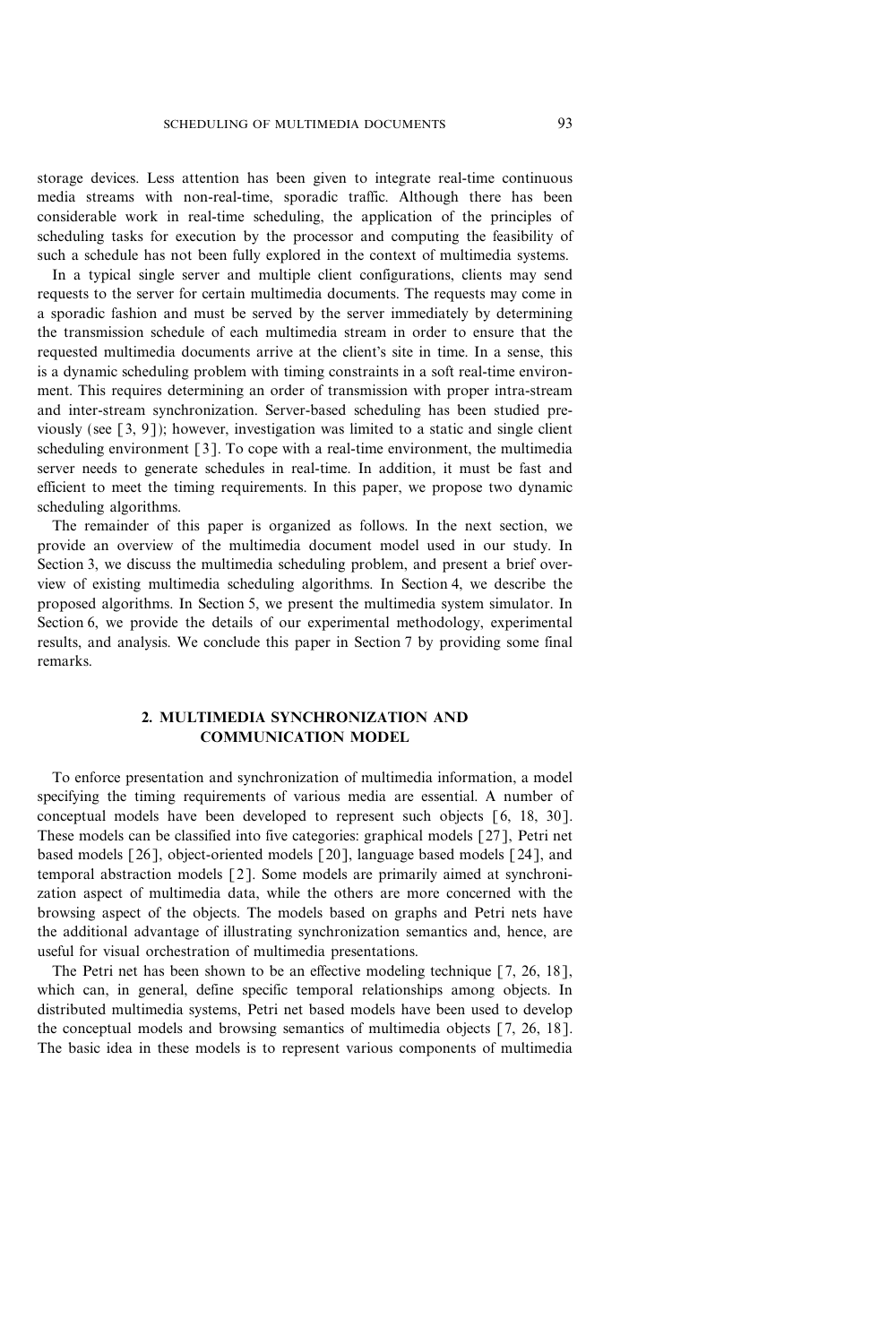storage devices. Less attention has been given to integrate real-time continuous media streams with non-real-time, sporadic traffic. Although there has been considerable work in real-time scheduling, the application of the principles of scheduling tasks for execution by the processor and computing the feasibility of such a schedule has not been fully explored in the context of multimedia systems.

In a typical single server and multiple client configurations, clients may send requests to the server for certain multimedia documents. The requests may come in a sporadic fashion and must be served by the server immediately by determining the transmission schedule of each multimedia stream in order to ensure that the requested multimedia documents arrive at the client's site in time. In a sense, this is a dynamic scheduling problem with timing constraints in a soft real-time environment. This requires determining an order of transmission with proper intra-stream and inter-stream synchronization. Server-based scheduling has been studied previously (see [3, 9]); however, investigation was limited to a static and single client scheduling environment [3]. To cope with a real-time environment, the multimedia server needs to generate schedules in real-time. In addition, it must be fast and efficient to meet the timing requirements. In this paper, we propose two dynamic scheduling algorithms.

The remainder of this paper is organized as follows. In the next section, we provide an overview of the multimedia document model used in our study. In Section 3, we discuss the multimedia scheduling problem, and present a brief overview of existing multimedia scheduling algorithms. In Section 4, we describe the proposed algorithms. In Section 5, we present the multimedia system simulator. In Section 6, we provide the details of our experimental methodology, experimental results, and analysis. We conclude this paper in Section 7 by providing some final remarks.

## 2. MULTIMEDIA SYNCHRONIZATION AND COMMUNICATION MODEL

To enforce presentation and synchronization of multimedia information, a model specifying the timing requirements of various media are essential. A number of conceptual models have been developed to represent such objects [6, 18, 30]. These models can be classified into five categories: graphical models [27], Petri net based models [26], object-oriented models [20], language based models [24], and temporal abstraction models [2]. Some models are primarily aimed at synchronization aspect of multimedia data, while the others are more concerned with the browsing aspect of the objects. The models based on graphs and Petri nets have the additional advantage of illustrating synchronization semantics and, hence, are useful for visual orchestration of multimedia presentations.

The Petri net has been shown to be an effective modeling technique [7, 26, 18], which can, in general, define specific temporal relationships among objects. In distributed multimedia systems, Petri net based models have been used to develop the conceptual models and browsing semantics of multimedia objects [7, 26, 18]. The basic idea in these models is to represent various components of multimedia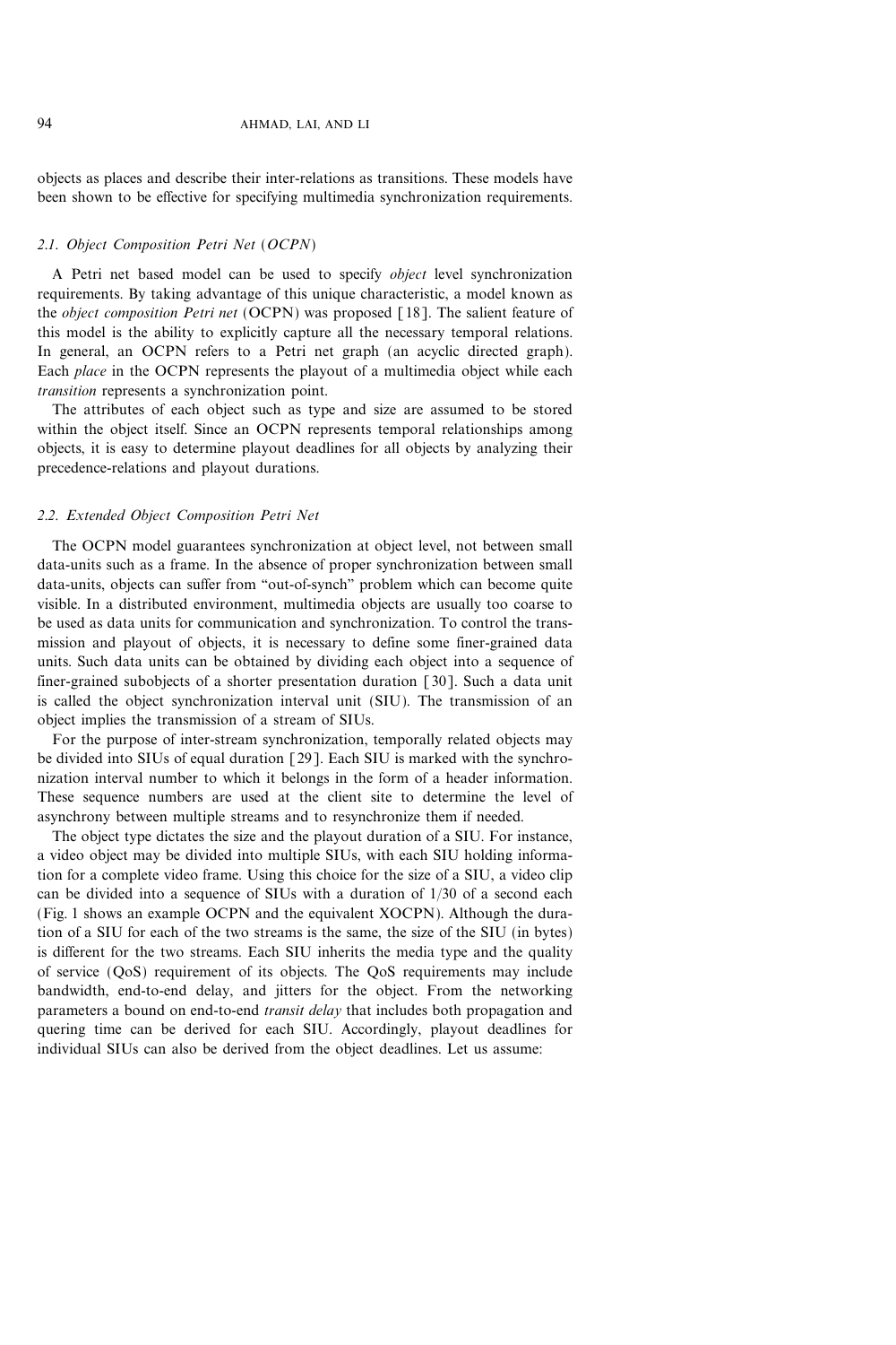objects as places and describe their inter-relations as transitions. These models have been shown to be effective for specifying multimedia synchronization requirements.

### 2.1. *Object Composition Petri Net* (*OCPN*)

A Petri net based model can be used to specify *object* level synchronization requirements. By taking advantage of this unique characteristic, a model known as the *object composition Petri net* (OCPN) was proposed [18]. The salient feature of this model is the ability to explicitly capture all the necessary temporal relations. In general, an OCPN refers to a Petri net graph (an acyclic directed graph). Each *place* in the OCPN represents the playout of a multimedia object while each *transition* represents a synchronization point.

The attributes of each object such as type and size are assumed to be stored within the object itself. Since an OCPN represents temporal relationships among objects, it is easy to determine playout deadlines for all objects by analyzing their precedence-relations and playout durations.

### 2.2. *Extended Object Composition Petri Net*

The OCPN model guarantees synchronization at object level, not between small data-units such as a frame. In the absence of proper synchronization between small data-units, objects can suffer from "out-of-synch" problem which can become quite visible. In a distributed environment, multimedia objects are usually too coarse to be used as data units for communication and synchronization. To control the transmission and playout of objects, it is necessary to define some finer-grained data units. Such data units can be obtained by dividing each object into a sequence of finer-grained subobjects of a shorter presentation duration [30]. Such a data unit is called the object synchronization interval unit (SIU). The transmission of an object implies the transmission of a stream of SIUs.

For the purpose of inter-stream synchronization, temporally related objects may be divided into SIUs of equal duration [29]. Each SIU is marked with the synchronization interval number to which it belongs in the form of a header information. These sequence numbers are used at the client site to determine the level of asynchrony between multiple streams and to resynchronize them if needed.

The object type dictates the size and the playout duration of a SIU. For instance, a video object may be divided into multiple SIUs, with each SIU holding information for a complete video frame. Using this choice for the size of a SIU, a video clip can be divided into a sequence of SIUs with a duration of 1/30 of a second each (Fig. 1 shows an example OCPN and the equivalent XOCPN). Although the duration of a SIU for each of the two streams is the same, the size of the SIU (in bytes) is different for the two streams. Each SIU inherits the media type and the quality of service (QoS) requirement of its objects. The QoS requirements may include bandwidth, end-to-end delay, and jitters for the object. From the networking parameters a bound on end-to-end *transit delay* that includes both propagation and quering time can be derived for each SIU. Accordingly, playout deadlines for individual SIUs can also be derived from the object deadlines. Let us assume: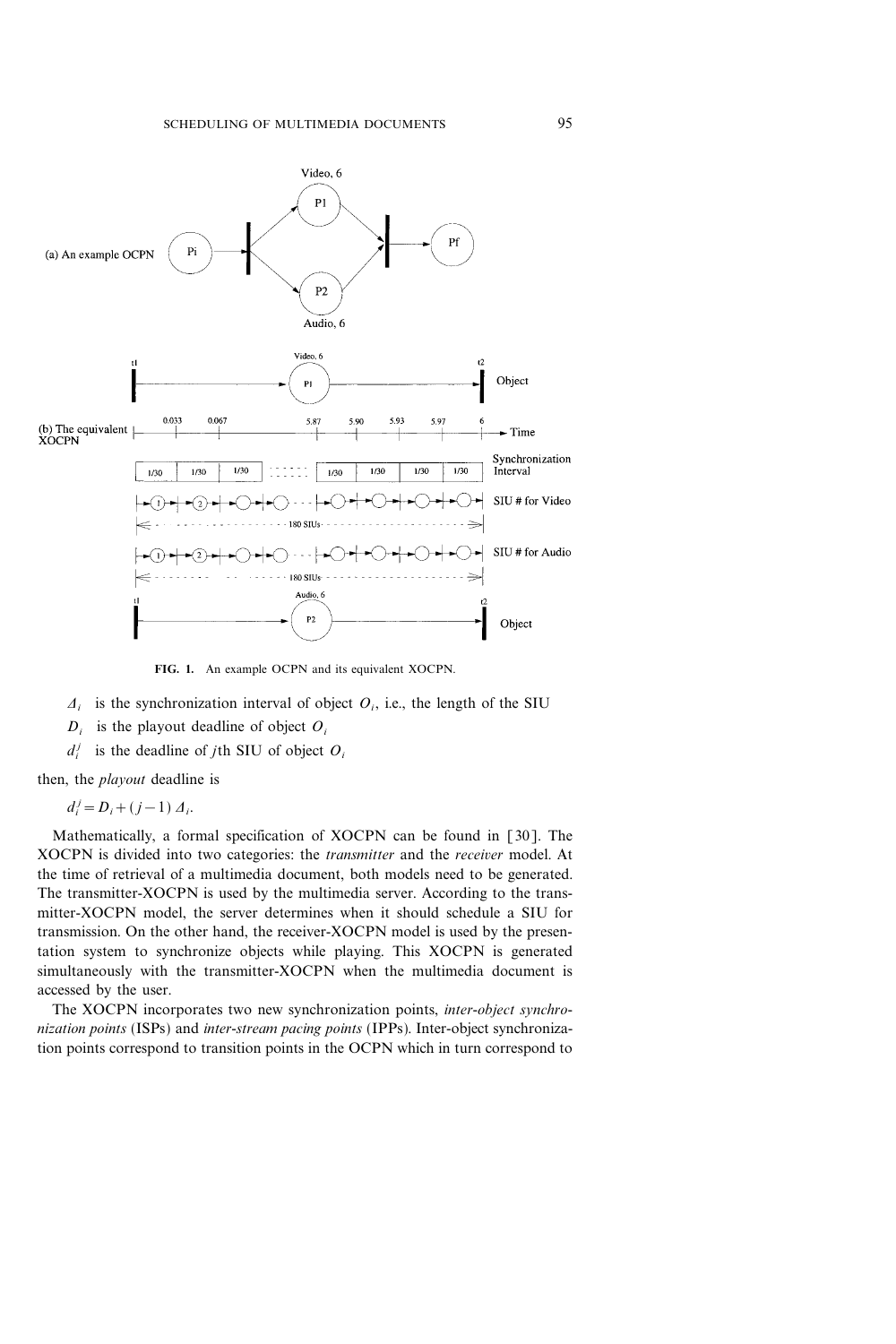FIG. 1. An example OCPN and its equivalent XOCPN.

$\Delta_i$ is the synchronization interval of object $O_i$, i.e., the length of the SIU

$D_i$ is the playout deadline of object $O_i$

$d_i^j$ is the deadline of $j$th SIU of object $O_i$

then, the *playout* deadline is

$$d_i^j = D_i + (j-1)\,\Delta_i.$$

Mathematically, a formal specification of XOCPN can be found in [30]. The XOCPN is divided into two categories: the *transmitter* and the *receiver* model. At the time of retrieval of a multimedia document, both models need to be generated. The transmitter-XOCPN is used by the multimedia server. According to the transmitter-XOCPN model, the server determines when it should schedule a SIU for transmission. On the other hand, the receiver-XOCPN model is used by the presentation system to synchronize objects while playing. This XOCPN is generated simultaneously with the transmitter-XOCPN when the multimedia document is accessed by the user.

The XOCPN incorporates two new synchronization points, *inter-object synchronization points* (ISPs) and *inter-stream pacing points* (IPPs). Inter-object synchronization points correspond to transition points in the OCPN which in turn correspond to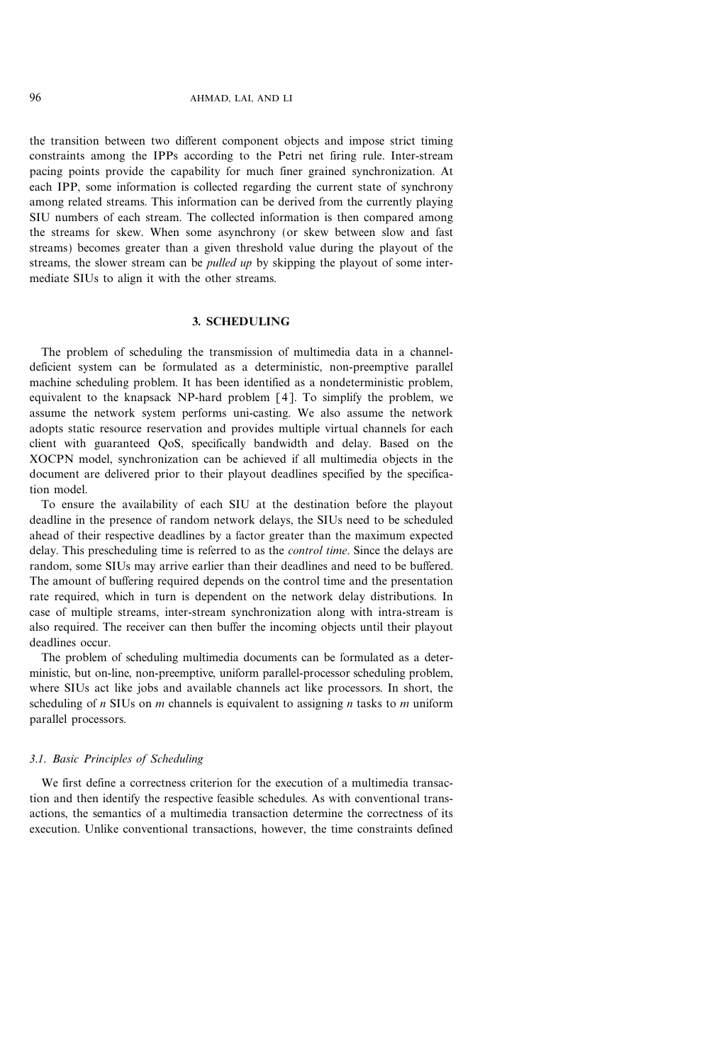the transition between two different component objects and impose strict timing constraints among the IPPs according to the Petri net firing rule. Inter-stream pacing points provide the capability for much finer grained synchronization. At each IPP, some information is collected regarding the current state of synchrony among related streams. This information can be derived from the currently playing SIU numbers of each stream. The collected information is then compared among the streams for skew. When some asynchrony (or skew between slow and fast streams) becomes greater than a given threshold value during the playout of the streams, the slower stream can be *pulled up* by skipping the playout of some intermediate SIUs to align it with the other streams.

## 3. SCHEDULING

The problem of scheduling the transmission of multimedia data in a channel-deficient system can be formulated as a deterministic, non-preemptive parallel machine scheduling problem. It has been identified as a nondeterministic problem, equivalent to the knapsack NP-hard problem [4]. To simplify the problem, we assume the network system performs uni-casting. We also assume the network adopts static resource reservation and provides multiple virtual channels for each client with guaranteed QoS, specifically bandwidth and delay. Based on the XOCPN model, synchronization can be achieved if all multimedia objects in the document are delivered prior to their playout deadlines specified by the specification model.

To ensure the availability of each SIU at the destination before the playout deadline in the presence of random network delays, the SIUs need to be scheduled ahead of their respective deadlines by a factor greater than the maximum expected delay. This prescheduling time is referred to as the *control time*. Since the delays are random, some SIUs may arrive earlier than their deadlines and need to be buffered. The amount of buffering required depends on the control time and the presentation rate required, which in turn is dependent on the network delay distributions. In case of multiple streams, inter-stream synchronization along with intra-stream is also required. The receiver can then buffer the incoming objects until their playout deadlines occur.

The problem of scheduling multimedia documents can be formulated as a deterministic, but on-line, non-preemptive, uniform parallel-processor scheduling problem, where SIUs act like jobs and available channels act like processors. In short, the scheduling of $n$ SIUs on $m$ channels is equivalent to assigning $n$ tasks to $m$ uniform parallel processors.

### 3.1. Basic Principles of Scheduling

We first define a correctness criterion for the execution of a multimedia transaction and then identify the respective feasible schedules. As with conventional transactions, the semantics of a multimedia transaction determine the correctness of its execution. Unlike conventional transactions, however, the time constraints defined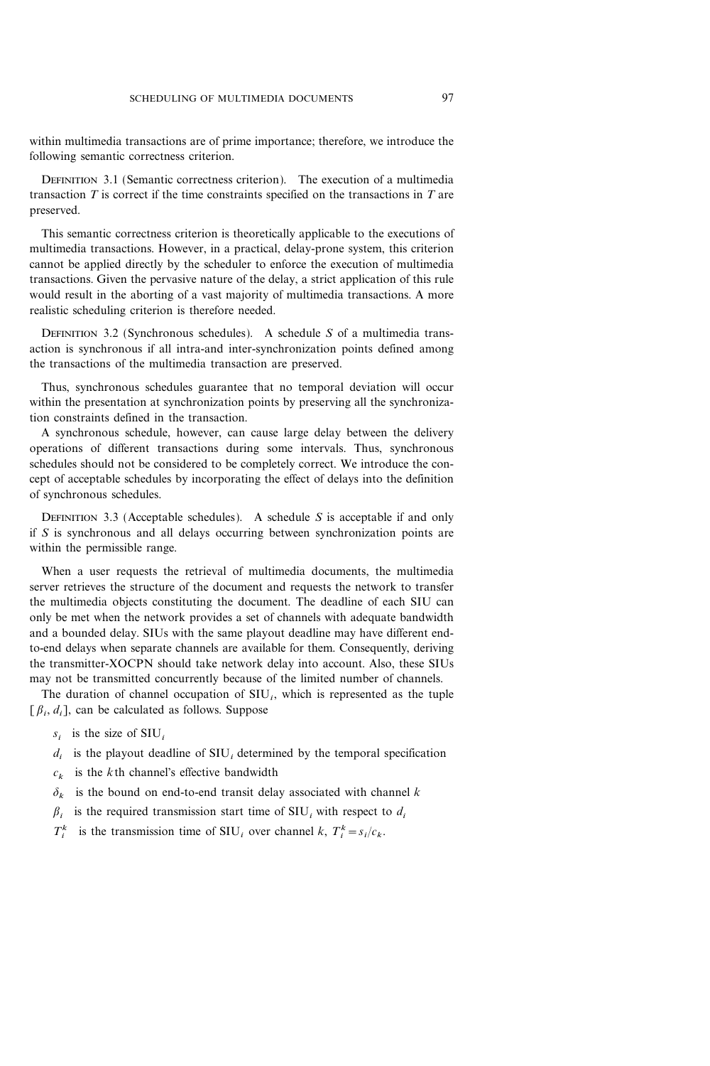within multimedia transactions are of prime importance; therefore, we introduce the following semantic correctness criterion.

DEFINITION 3.1 (Semantic correctness criterion). The execution of a multimedia transaction $T$ is correct if the time constraints specified on the transactions in $T$ are preserved.

This semantic correctness criterion is theoretically applicable to the executions of multimedia transactions. However, in a practical, delay-prone system, this criterion cannot be applied directly by the scheduler to enforce the execution of multimedia transactions. Given the pervasive nature of the delay, a strict application of this rule would result in the aborting of a vast majority of multimedia transactions. A more realistic scheduling criterion is therefore needed.

DEFINITION 3.2 (Synchronous schedules). A schedule $S$ of a multimedia transaction is synchronous if all intra-and inter-synchronization points defined among the transactions of the multimedia transaction are preserved.

Thus, synchronous schedules guarantee that no temporal deviation will occur within the presentation at synchronization points by preserving all the synchronization constraints defined in the transaction.

A synchronous schedule, however, can cause large delay between the delivery operations of different transactions during some intervals. Thus, synchronous schedules should not be considered to be completely correct. We introduce the concept of acceptable schedules by incorporating the effect of delays into the definition of synchronous schedules.

DEFINITION 3.3 (Acceptable schedules). A schedule $S$ is acceptable if and only if $S$ is synchronous and all delays occurring between synchronization points are within the permissible range.

When a user requests the retrieval of multimedia documents, the multimedia server retrieves the structure of the document and requests the network to transfer the multimedia objects constituting the document. The deadline of each SIU can only be met when the network provides a set of channels with adequate bandwidth and a bounded delay. SIUs with the same playout deadline may have different end-to-end delays when separate channels are available for them. Consequently, deriving the transmitter-XOCPN should take network delay into account. Also, these SIUs may not be transmitted concurrently because of the limited number of channels.

The duration of channel occupation of $\text{SIU}_i$, which is represented as the tuple $[\beta_i, d_i]$, can be calculated as follows. Suppose

- $s_i$ is the size of $\text{SIU}_i$
- $d_i$ is the playout deadline of $\text{SIU}_i$ determined by the temporal specification
- $c_k$ is the $k$th channel's effective bandwidth
- $\delta_k$ is the bound on end-to-end transit delay associated with channel $k$
- $\beta_i$ is the required transmission start time of $\text{SIU}_i$ with respect to $d_i$
- $T_i^k$ is the transmission time of $\text{SIU}_i$ over channel $k$, $T_i^k = s_i / c_k$.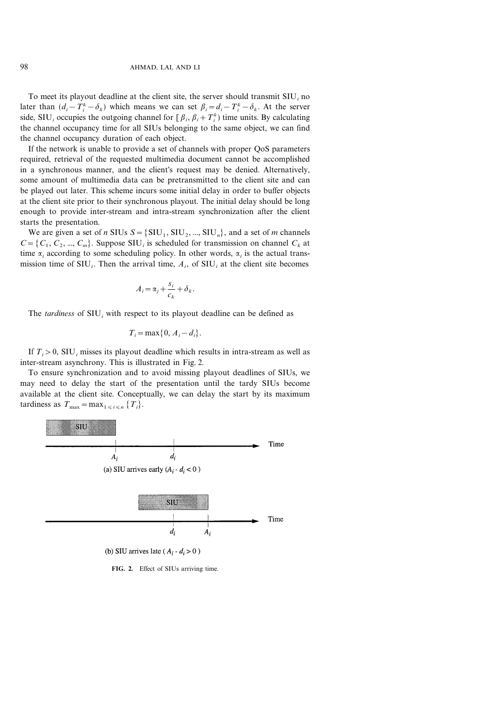To meet its playout deadline at the client site, the server should transmit $\text{SIU}_i$ no later than $(d_i - T_i^k - \delta_k)$ which means we can set $\beta_i = d_i - T_i^k - \delta_k$. At the server side, $\text{SIU}_i$ occupies the outgoing channel for $[\beta_i, \beta_i + T_i^k)$ time units. By calculating the channel occupancy time for all SIUs belonging to the same object, we can find the channel occupancy duration of each object.

If the network is unable to provide a set of channels with proper QoS parameters required, retrieval of the requested multimedia document cannot be accomplished in a synchronous manner, and the client's request may be denied. Alternatively, some amount of multimedia data can be pretransmitted to the client site and can be played out later. This scheme incurs some initial delay in order to buffer objects at the client site prior to their synchronous playout. The initial delay should be long enough to provide inter-stream and intra-stream synchronization after the client starts the presentation.

We are given a set of $n$ SIUs $S = \{\text{SIU}_1, \text{SIU}_2, ..., \text{SIU}_n\}$, and a set of $m$ channels $C = \{C_1, C_2, ..., C_m\}$. Suppose $\text{SIU}_i$ is scheduled for transmission on channel $C_k$ at time $\alpha_i$ according to some scheduling policy. In other words, $\alpha_i$ is the actual transmission time of $\text{SIU}_i$. Then the arrival time, $A_i$, of $\text{SIU}_i$ at the client site becomes

$$A_i = \alpha_j + \frac{s_i}{c_k} + \delta_k.$$

The *tardiness* of $\text{SIU}_i$ with respect to its playout deadline can be defined as

$$T_i = \max\{0, A_i - d_i\}.$$

If $T_i > 0$, $\text{SIU}_i$ misses its playout deadline which results in intra-stream as well as inter-stream asynchrony. This is illustrated in Fig. 2.

To ensure synchronization and to avoid missing playout deadlines of SIUs, we may need to delay the start of the presentation until the tardy SIUs become available at the client site. Conceptually, we can delay the start by its maximum tardiness as $T_{\max} = \max_{1 \leqslant i \leqslant n} \{T_i\}$.

(a) SIU arrives early ($A_i - d_i < 0$)

(b) SIU arrives late ($A_i - d_i > 0$)

**FIG. 2.** Effect of SIUs arriving time.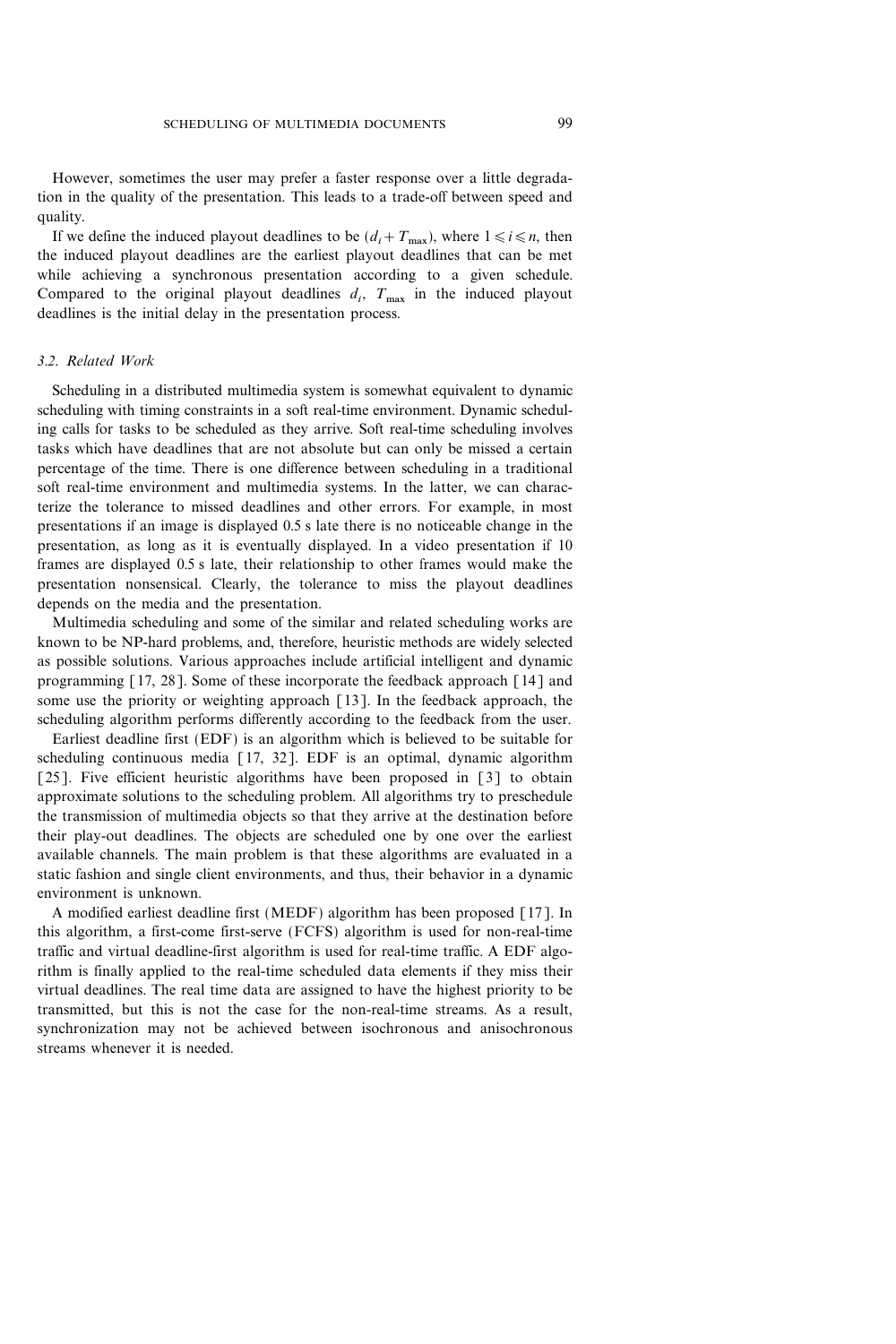However, sometimes the user may prefer a faster response over a little degradation in the quality of the presentation. This leads to a trade-off between speed and quality.

If we define the induced playout deadlines to be $(d_i + T_{\max})$, where $1 \leqslant i \leqslant n$, then the induced playout deadlines are the earliest playout deadlines that can be met while achieving a synchronous presentation according to a given schedule. Compared to the original playout deadlines $d_i$, $T_{\max}$ in the induced playout deadlines is the initial delay in the presentation process.

### 3.2. Related Work

Scheduling in a distributed multimedia system is somewhat equivalent to dynamic scheduling with timing constraints in a soft real-time environment. Dynamic scheduling calls for tasks to be scheduled as they arrive. Soft real-time scheduling involves tasks which have deadlines that are not absolute but can only be missed a certain percentage of the time. There is one difference between scheduling in a traditional soft real-time environment and multimedia systems. In the latter, we can characterize the tolerance to missed deadlines and other errors. For example, in most presentations if an image is displayed 0.5 s late there is no noticeable change in the presentation, as long as it is eventually displayed. In a video presentation if 10 frames are displayed 0.5 s late, their relationship to other frames would make the presentation nonsensical. Clearly, the tolerance to miss the playout deadlines depends on the media and the presentation.

Multimedia scheduling and some of the similar and related scheduling works are known to be NP-hard problems, and, therefore, heuristic methods are widely selected as possible solutions. Various approaches include artificial intelligent and dynamic programming [17, 28]. Some of these incorporate the feedback approach [14] and some use the priority or weighting approach [13]. In the feedback approach, the scheduling algorithm performs differently according to the feedback from the user.

Earliest deadline first (EDF) is an algorithm which is believed to be suitable for scheduling continuous media [17, 32]. EDF is an optimal, dynamic algorithm [25]. Five efficient heuristic algorithms have been proposed in [3] to obtain approximate solutions to the scheduling problem. All algorithms try to preschedule the transmission of multimedia objects so that they arrive at the destination before their play-out deadlines. The objects are scheduled one by one over the earliest available channels. The main problem is that these algorithms are evaluated in a static fashion and single client environments, and thus, their behavior in a dynamic environment is unknown.

A modified earliest deadline first (MEDF) algorithm has been proposed [17]. In this algorithm, a first-come first-serve (FCFS) algorithm is used for non-real-time traffic and virtual deadline-first algorithm is used for real-time traffic. A EDF algorithm is finally applied to the real-time scheduled data elements if they miss their virtual deadlines. The real time data are assigned to have the highest priority to be transmitted, but this is not the case for the non-real-time streams. As a result, synchronization may not be achieved between isochronous and anisochronous streams whenever it is needed.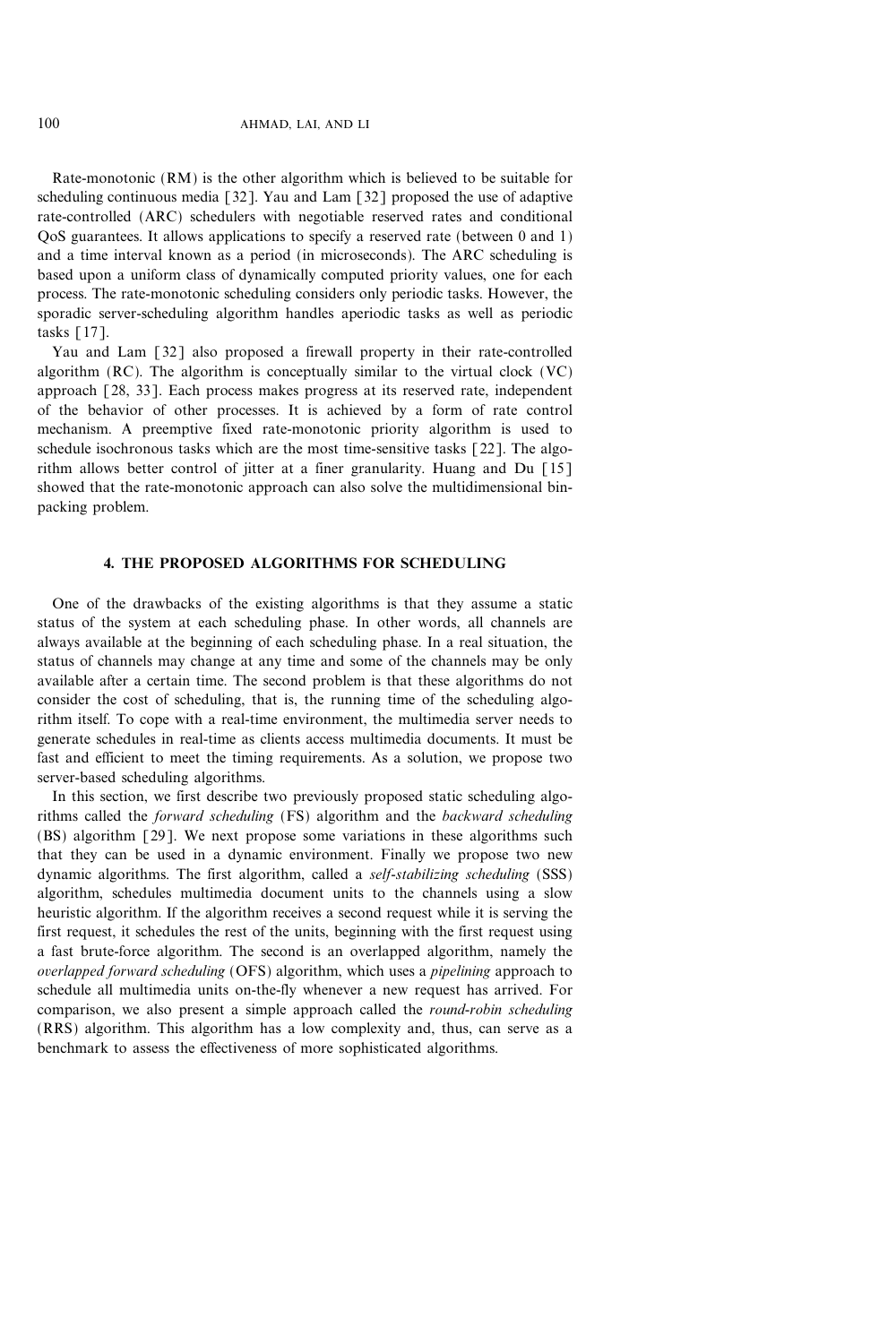Rate-monotonic (RM) is the other algorithm which is believed to be suitable for scheduling continuous media [32]. Yau and Lam [32] proposed the use of adaptive rate-controlled (ARC) schedulers with negotiable reserved rates and conditional QoS guarantees. It allows applications to specify a reserved rate (between 0 and 1) and a time interval known as a period (in microseconds). The ARC scheduling is based upon a uniform class of dynamically computed priority values, one for each process. The rate-monotonic scheduling considers only periodic tasks. However, the sporadic server-scheduling algorithm handles aperiodic tasks as well as periodic tasks [17].

Yau and Lam [32] also proposed a firewall property in their rate-controlled algorithm (RC). The algorithm is conceptually similar to the virtual clock (VC) approach [28, 33]. Each process makes progress at its reserved rate, independent of the behavior of other processes. It is achieved by a form of rate control mechanism. A preemptive fixed rate-monotonic priority algorithm is used to schedule isochronous tasks which are the most time-sensitive tasks [22]. The algorithm allows better control of jitter at a finer granularity. Huang and Du [15] showed that the rate-monotonic approach can also solve the multidimensional bin-packing problem.

## 4. THE PROPOSED ALGORITHMS FOR SCHEDULING

One of the drawbacks of the existing algorithms is that they assume a static status of the system at each scheduling phase. In other words, all channels are always available at the beginning of each scheduling phase. In a real situation, the status of channels may change at any time and some of the channels may be only available after a certain time. The second problem is that these algorithms do not consider the cost of scheduling, that is, the running time of the scheduling algorithm itself. To cope with a real-time environment, the multimedia server needs to generate schedules in real-time as clients access multimedia documents. It must be fast and efficient to meet the timing requirements. As a solution, we propose two server-based scheduling algorithms.

In this section, we first describe two previously proposed static scheduling algorithms called the *forward scheduling* (FS) algorithm and the *backward scheduling* (BS) algorithm [29]. We next propose some variations in these algorithms such that they can be used in a dynamic environment. Finally we propose two new dynamic algorithms. The first algorithm, called a *self-stabilizing scheduling* (SSS) algorithm, schedules multimedia document units to the channels using a slow heuristic algorithm. If the algorithm receives a second request while it is serving the first request, it schedules the rest of the units, beginning with the first request using a fast brute-force algorithm. The second is an overlapped algorithm, namely the *overlapped forward scheduling* (OFS) algorithm, which uses a *pipelining* approach to schedule all multimedia units on-the-fly whenever a new request has arrived. For comparison, we also present a simple approach called the *round-robin scheduling* (RRS) algorithm. This algorithm has a low complexity and, thus, can serve as a benchmark to assess the effectiveness of more sophisticated algorithms.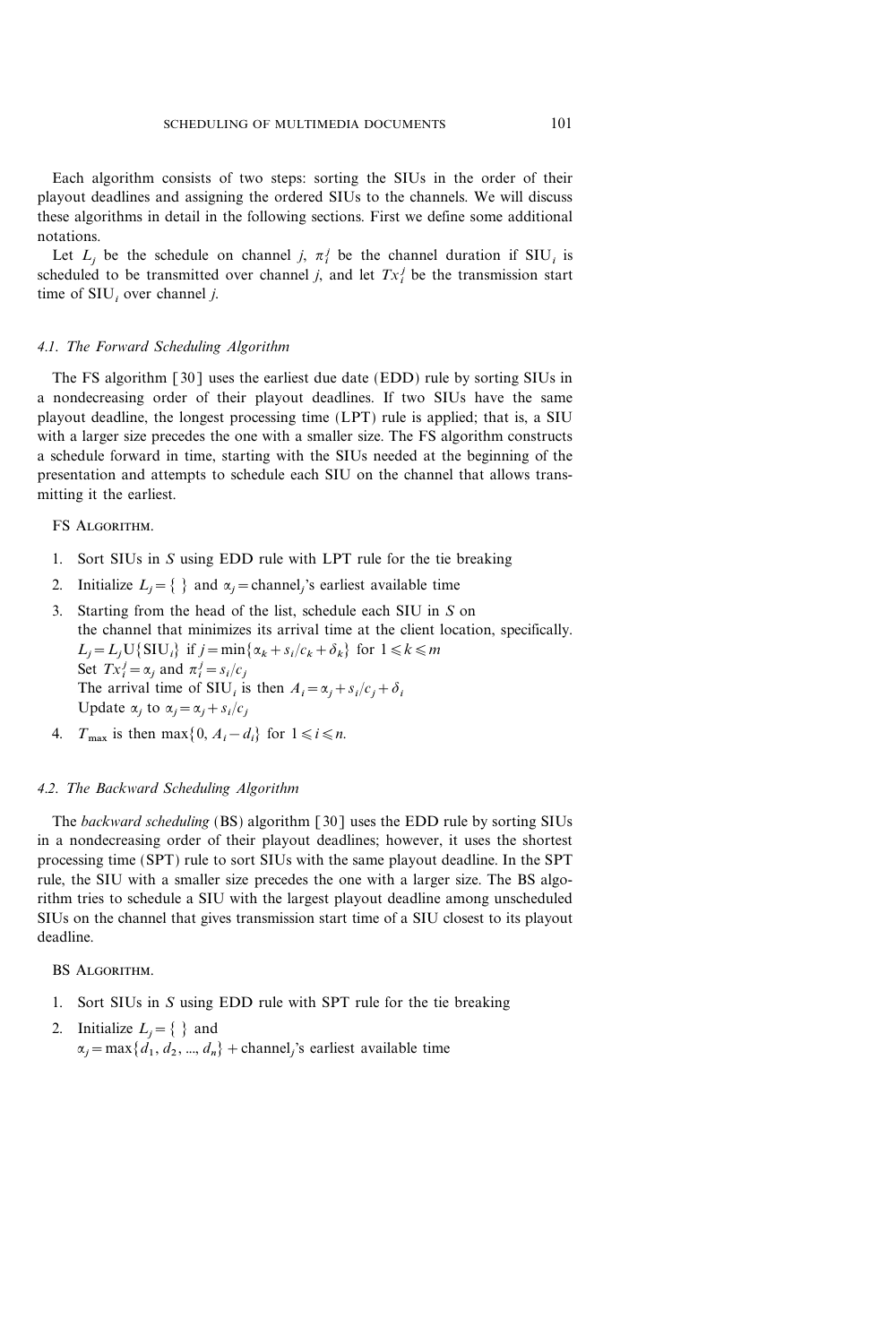Each algorithm consists of two steps: sorting the SIUs in the order of their playout deadlines and assigning the ordered SIUs to the channels. We will discuss these algorithms in detail in the following sections. First we define some additional notations.

Let $L_j$ be the schedule on channel $j$, $\pi_i^j$ be the channel duration if $SIU_i$ is scheduled to be transmitted over channel $j$, and let $Tx_i^j$ be the transmission start time of $SIU_i$ over channel $j$.

### 4.1. The Forward Scheduling Algorithm

The FS algorithm [30] uses the earliest due date (EDD) rule by sorting SIUs in a nondecreasing order of their playout deadlines. If two SIUs have the same playout deadline, the longest processing time (LPT) rule is applied; that is, a SIU with a larger size precedes the one with a smaller size. The FS algorithm constructs a schedule forward in time, starting with the SIUs needed at the beginning of the presentation and attempts to schedule each SIU on the channel that allows transmitting it the earliest.

FS ALGORITHM.

1. Sort SIUs in $S$ using EDD rule with LPT rule for the tie breaking
2. Initialize $L_j = \{\ \}$ and $\alpha_j = \text{channel}_j$'s earliest available time
3. Starting from the head of the list, schedule each SIU in $S$ on the channel that minimizes its arrival time at the client location, specifically.
   $L_j = L_j \cup \{SIU_i\}$ if $j = \min\{\alpha_k + s_i/c_k + \delta_k\}$ for $1 \leqslant k \leqslant m$
   Set $Tx_i^j = \alpha_j$ and $\pi_i^j = s_i/c_j$
   The arrival time of $SIU_i$ is then $A_i = \alpha_j + s_i/c_j + \delta_i$
   Update $\alpha_j$ to $\alpha_j = \alpha_j + s_i/c_j$
4. $T_{\max}$ is then $\max\{0, A_i - d_i\}$ for $1 \leqslant i \leqslant n$.

### 4.2. The Backward Scheduling Algorithm

The *backward scheduling* (BS) algorithm [30] uses the EDD rule by sorting SIUs in a nondecreasing order of their playout deadlines; however, it uses the shortest processing time (SPT) rule to sort SIUs with the same playout deadline. In the SPT rule, the SIU with a smaller size precedes the one with a larger size. The BS algorithm tries to schedule a SIU with the largest playout deadline among unscheduled SIUs on the channel that gives transmission start time of a SIU closest to its playout deadline.

BS ALGORITHM.

1. Sort SIUs in $S$ using EDD rule with SPT rule for the tie breaking
2. Initialize $L_j = \{\ \}$ and
   $\alpha_j = \max\{d_1, d_2, ..., d_n\} + \text{channel}_j$'s earliest available time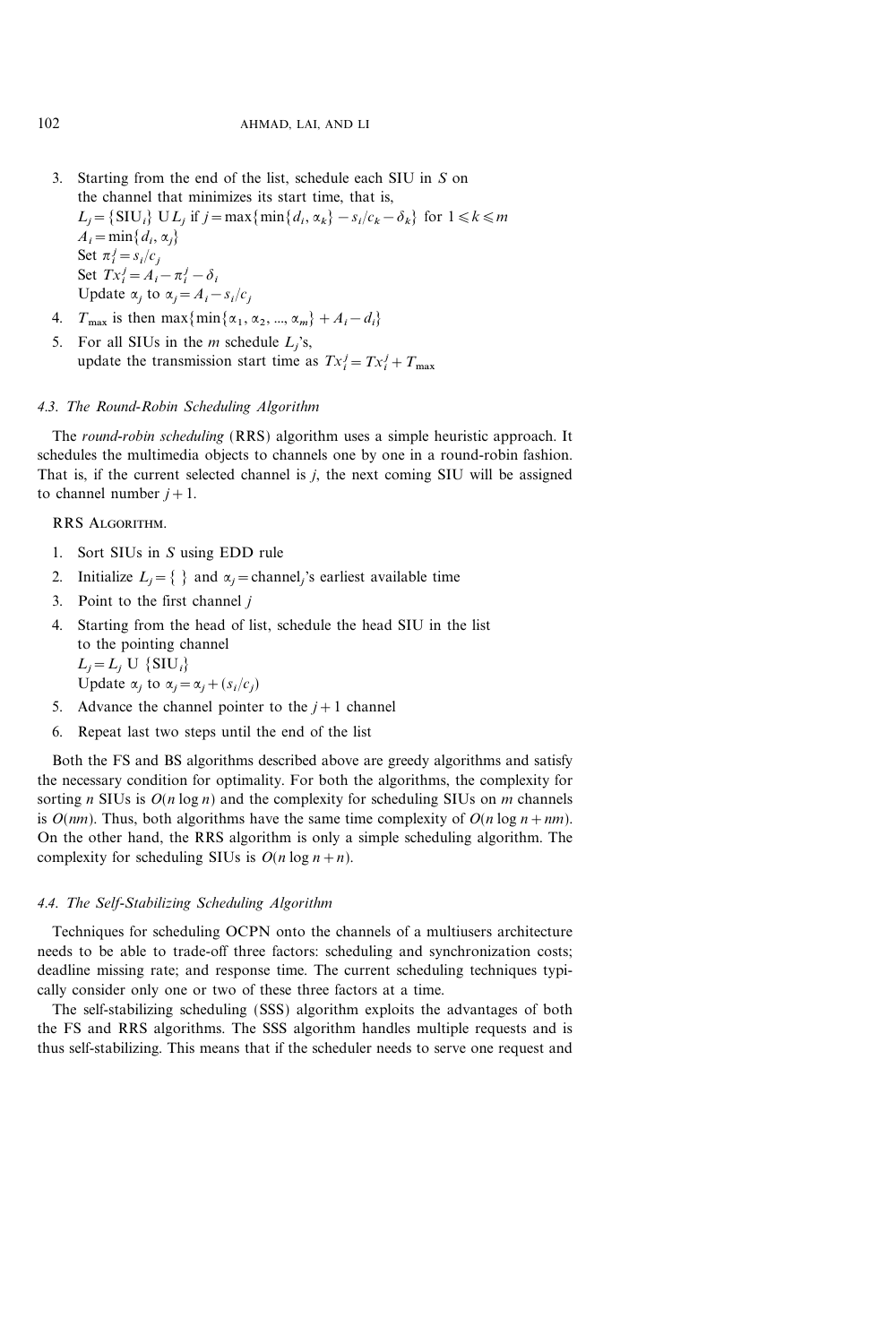3. Starting from the end of the list, schedule each SIU in $S$ on the channel that minimizes its start time, that is,
   $L_j = \{\text{SIU}_i\} \cup L_j$ if $j = \max\{\min\{d_i, \alpha_k\} - s_i/c_k - \delta_k\}$ for $1 \leqslant k \leqslant m$
   $A_i = \min\{d_i, \alpha_j\}$
   Set $\pi_i^j = s_i/c_j$
   Set $Tx_i^j = A_i - \pi_i^j - \delta_i$
   Update $\alpha_j$ to $\alpha_j = A_i - s_i/c_j$
4. $T_{\max}$ is then $\max\{\min\{\alpha_1, \alpha_2, ..., \alpha_m\} + A_i - d_i\}$
5. For all SIUs in the $m$ schedule $L_j$'s, update the transmission start time as $Tx_i^j = Tx_i^j + T_{\max}$

### 4.3. The Round-Robin Scheduling Algorithm

The *round-robin scheduling* (RRS) algorithm uses a simple heuristic approach. It schedules the multimedia objects to channels one by one in a round-robin fashion. That is, if the current selected channel is $j$, the next coming SIU will be assigned to channel number $j+1$.

RRS Algorithm.

1. Sort SIUs in $S$ using EDD rule
2. Initialize $L_j = \{\ \}$ and $\alpha_j = \text{channel}_j$'s earliest available time
3. Point to the first channel $j$
4. Starting from the head of list, schedule the head SIU in the list to the pointing channel
   $L_j = L_j \cup \{\text{SIU}_i\}$
   Update $\alpha_j$ to $\alpha_j = \alpha_j + (s_i/c_j)$
5. Advance the channel pointer to the $j+1$ channel
6. Repeat last two steps until the end of the list

Both the FS and BS algorithms described above are greedy algorithms and satisfy the necessary condition for optimality. For both the algorithms, the complexity for sorting $n$ SIUs is $O(n \log n)$ and the complexity for scheduling SIUs on $m$ channels is $O(nm)$. Thus, both algorithms have the same time complexity of $O(n \log n + nm)$. On the other hand, the RRS algorithm is only a simple scheduling algorithm. The complexity for scheduling SIUs is $O(n \log n + n)$.

### 4.4. The Self-Stabilizing Scheduling Algorithm

Techniques for scheduling OCPN onto the channels of a multiusers architecture needs to be able to trade-off three factors: scheduling and synchronization costs; deadline missing rate; and response time. The current scheduling techniques typically consider only one or two of these three factors at a time.

The self-stabilizing scheduling (SSS) algorithm exploits the advantages of both the FS and RRS algorithms. The SSS algorithm handles multiple requests and is thus self-stabilizing. This means that if the scheduler needs to serve one request and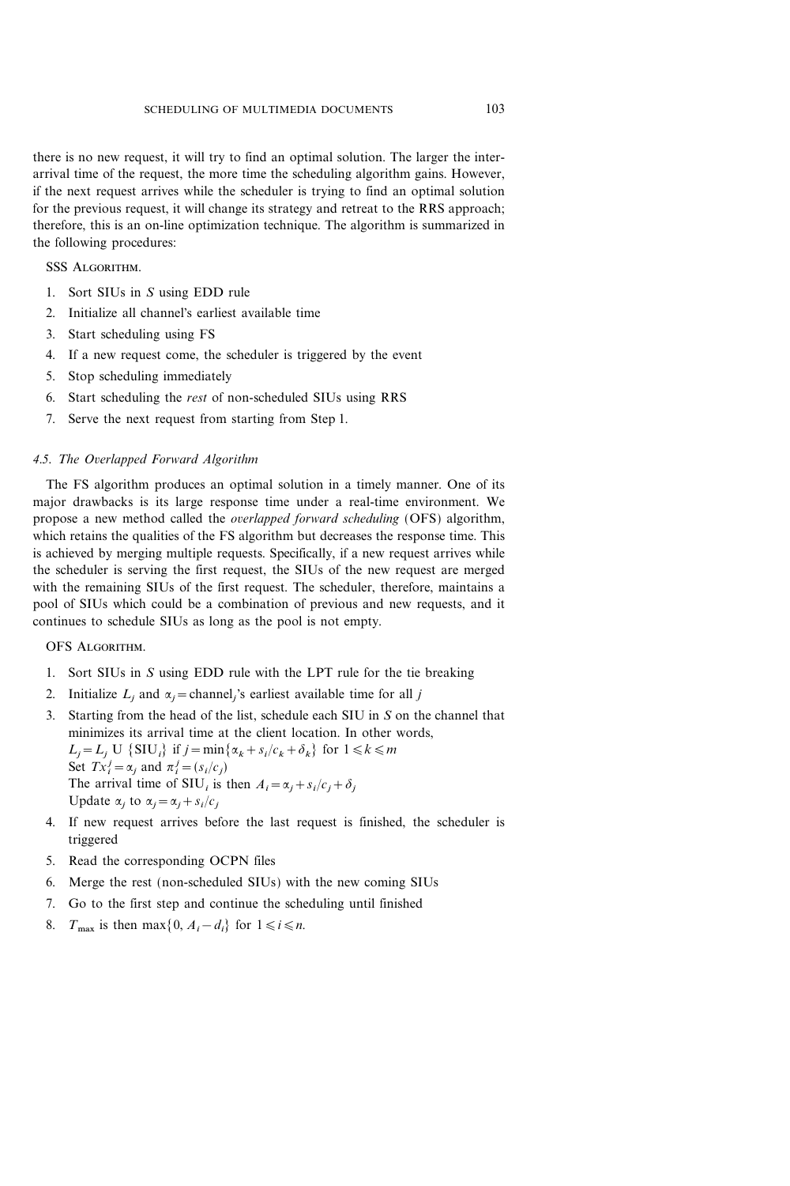there is no new request, it will try to find an optimal solution. The larger the inter-arrival time of the request, the more time the scheduling algorithm gains. However, if the next request arrives while the scheduler is trying to find an optimal solution for the previous request, it will change its strategy and retreat to the RRS approach; therefore, this is an on-line optimization technique. The algorithm is summarized in the following procedures:

SSS ALGORITHM.

1. Sort SIUs in $S$ using EDD rule
2. Initialize all channel's earliest available time
3. Start scheduling using FS
4. If a new request come, the scheduler is triggered by the event
5. Stop scheduling immediately
6. Start scheduling the *rest* of non-scheduled SIUs using RRS
7. Serve the next request from starting from Step 1.

### 4.5. The Overlapped Forward Algorithm

The FS algorithm produces an optimal solution in a timely manner. One of its major drawbacks is its large response time under a real-time environment. We propose a new method called the *overlapped forward scheduling* (OFS) algorithm, which retains the qualities of the FS algorithm but decreases the response time. This is achieved by merging multiple requests. Specifically, if a new request arrives while the scheduler is serving the first request, the SIUs of the new request are merged with the remaining SIUs of the first request. The scheduler, therefore, maintains a pool of SIUs which could be a combination of previous and new requests, and it continues to schedule SIUs as long as the pool is not empty.

OFS ALGORITHM.

1. Sort SIUs in $S$ using EDD rule with the LPT rule for the tie breaking
2. Initialize $L_j$ and $\alpha_j = \text{channel}_j$'s earliest available time for all $j$
3. Starting from the head of the list, schedule each SIU in $S$ on the channel that minimizes its arrival time at the client location. In other words,
   $L_j = L_j \cup \{\text{SIU}_i\}$ if $j = \min\{\alpha_k + s_i/c_k + \delta_k\}$ for $1 \leqslant k \leqslant m$
   Set $Tx_i^j = \alpha_j$ and $\pi_i^j = (s_i/c_j)$
   The arrival time of $\text{SIU}_i$ is then $A_i = \alpha_j + s_i/c_j + \delta_j$
   Update $\alpha_j$ to $\alpha_j = \alpha_j + s_i/c_j$
4. If new request arrives before the last request is finished, the scheduler is triggered
5. Read the corresponding OCPN files
6. Merge the rest (non-scheduled SIUs) with the new coming SIUs
7. Go to the first step and continue the scheduling until finished
8. $T_{\max}$ is then $\max\{0, A_i - d_i\}$ for $1 \leqslant i \leqslant n$.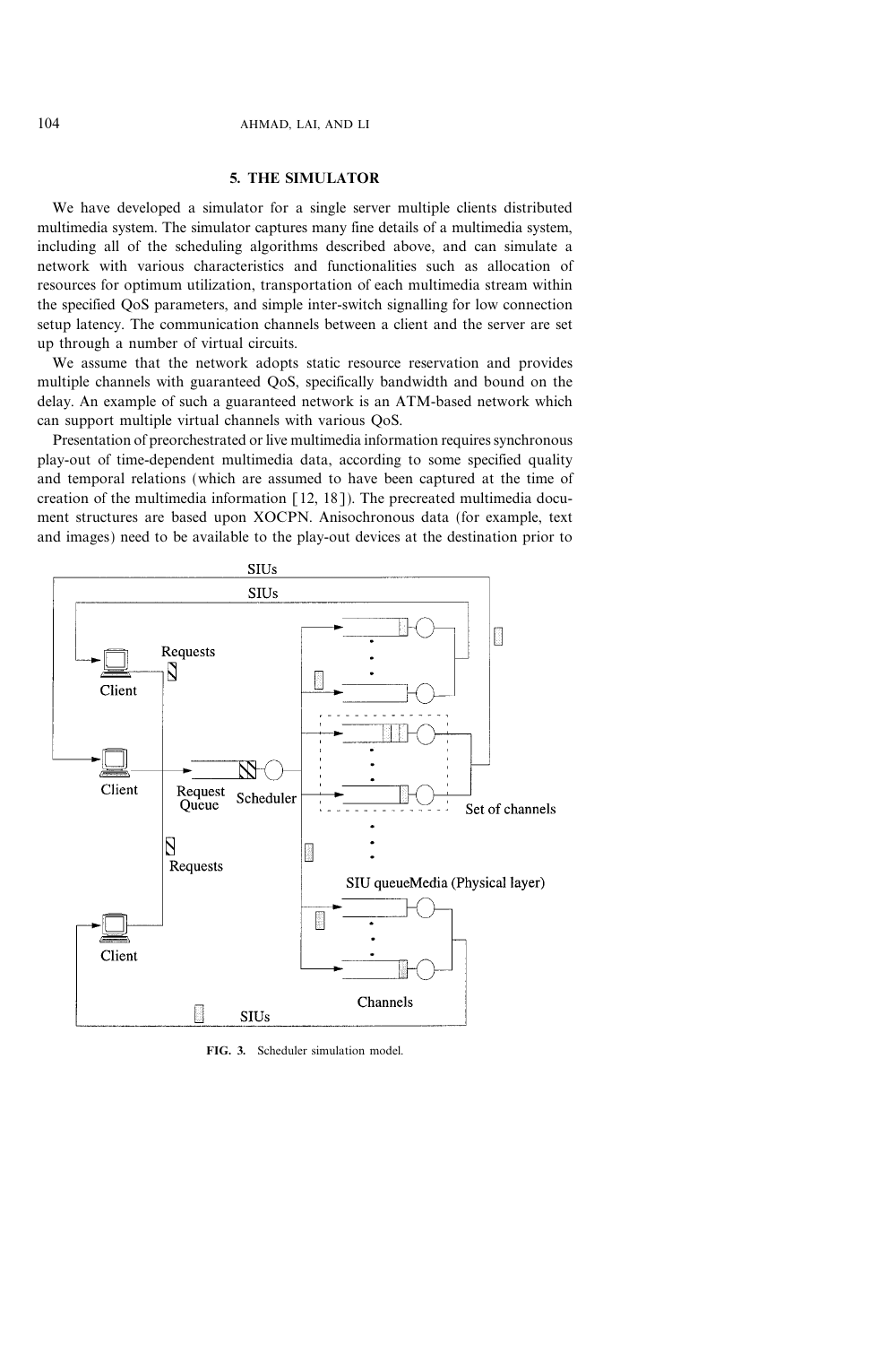## 5. THE SIMULATOR

We have developed a simulator for a single server multiple clients distributed multimedia system. The simulator captures many fine details of a multimedia system, including all of the scheduling algorithms described above, and can simulate a network with various characteristics and functionalities such as allocation of resources for optimum utilization, transportation of each multimedia stream within the specified QoS parameters, and simple inter-switch signalling for low connection setup latency. The communication channels between a client and the server are set up through a number of virtual circuits.

We assume that the network adopts static resource reservation and provides multiple channels with guaranteed QoS, specifically bandwidth and bound on the delay. An example of such a guaranteed network is an ATM-based network which can support multiple virtual channels with various QoS.

Presentation of preorchestrated or live multimedia information requires synchronous play-out of time-dependent multimedia data, according to some specified quality and temporal relations (which are assumed to have been captured at the time of creation of the multimedia information [12, 18]). The precreated multimedia document structures are based upon XOCPN. Anisochronous data (for example, text and images) need to be available to the play-out devices at the destination prior to

SIUs

SIUs

Requests

Client

Client

Request Queue

Scheduler

Set of channels

Requests

SIU queueMedia (Physical layer)

Client

Channels

SIUs

**FIG. 3.** Scheduler simulation model.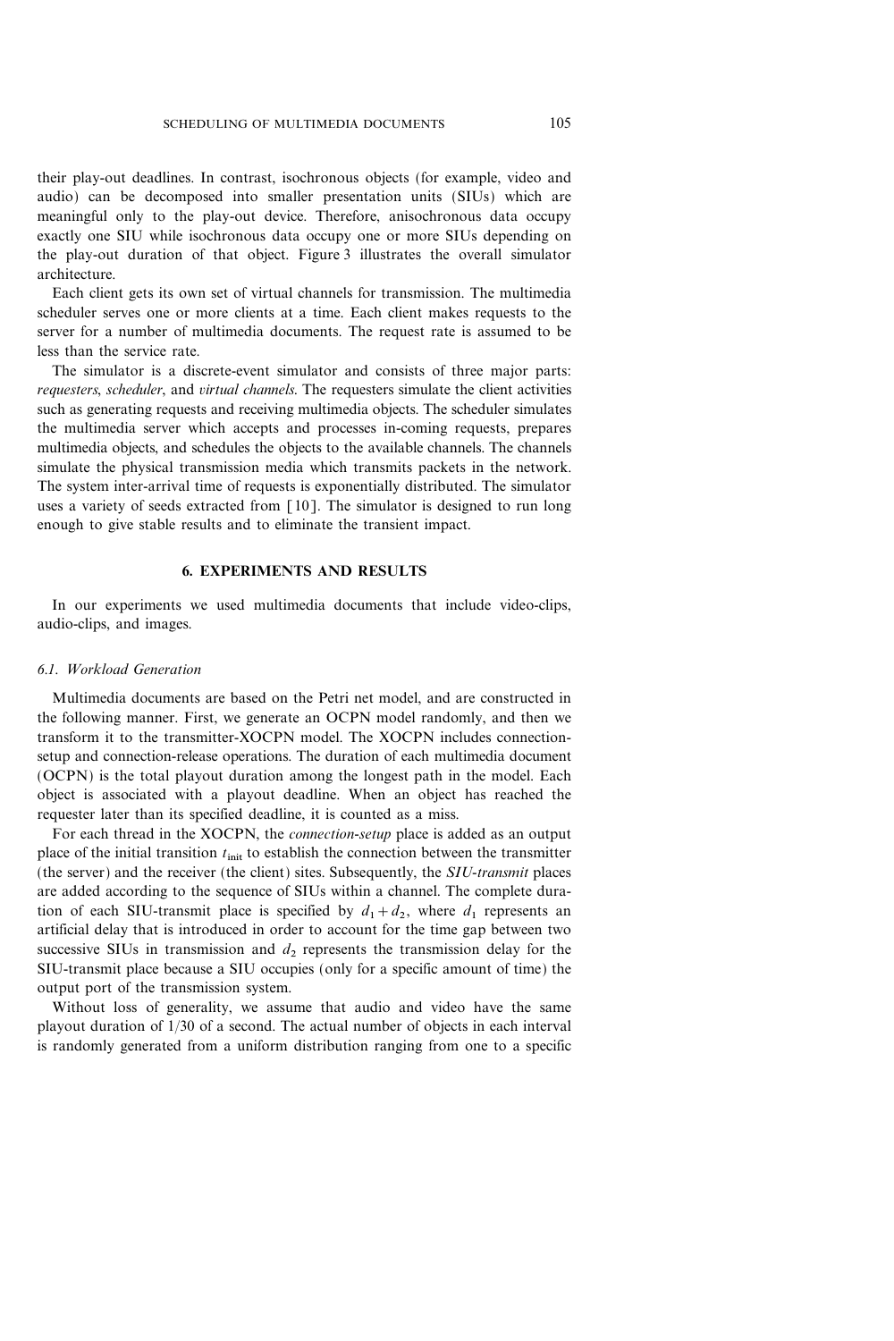their play-out deadlines. In contrast, isochronous objects (for example, video and audio) can be decomposed into smaller presentation units (SIUs) which are meaningful only to the play-out device. Therefore, anisochronous data occupy exactly one SIU while isochronous data occupy one or more SIUs depending on the play-out duration of that object. Figure 3 illustrates the overall simulator architecture.

Each client gets its own set of virtual channels for transmission. The multimedia scheduler serves one or more clients at a time. Each client makes requests to the server for a number of multimedia documents. The request rate is assumed to be less than the service rate.

The simulator is a discrete-event simulator and consists of three major parts: *requesters*, *scheduler*, and *virtual channels*. The requesters simulate the client activities such as generating requests and receiving multimedia objects. The scheduler simulates the multimedia server which accepts and processes in-coming requests, prepares multimedia objects, and schedules the objects to the available channels. The channels simulate the physical transmission media which transmits packets in the network. The system inter-arrival time of requests is exponentially distributed. The simulator uses a variety of seeds extracted from [10]. The simulator is designed to run long enough to give stable results and to eliminate the transient impact.

## 6. EXPERIMENTS AND RESULTS

In our experiments we used multimedia documents that include video-clips, audio-clips, and images.

### 6.1. Workload Generation

Multimedia documents are based on the Petri net model, and are constructed in the following manner. First, we generate an OCPN model randomly, and then we transform it to the transmitter-XOCPN model. The XOCPN includes connection-setup and connection-release operations. The duration of each multimedia document (OCPN) is the total playout duration among the longest path in the model. Each object is associated with a playout deadline. When an object has reached the requester later than its specified deadline, it is counted as a miss.

For each thread in the XOCPN, the *connection-setup* place is added as an output place of the initial transition $t_{\text{init}}$ to establish the connection between the transmitter (the server) and the receiver (the client) sites. Subsequently, the *SIU-transmit* places are added according to the sequence of SIUs within a channel. The complete duration of each SIU-transmit place is specified by $d_1 + d_2$, where $d_1$ represents an artificial delay that is introduced in order to account for the time gap between two successive SIUs in transmission and $d_2$ represents the transmission delay for the SIU-transmit place because a SIU occupies (only for a specific amount of time) the output port of the transmission system.

Without loss of generality, we assume that audio and video have the same playout duration of 1/30 of a second. The actual number of objects in each interval is randomly generated from a uniform distribution ranging from one to a specific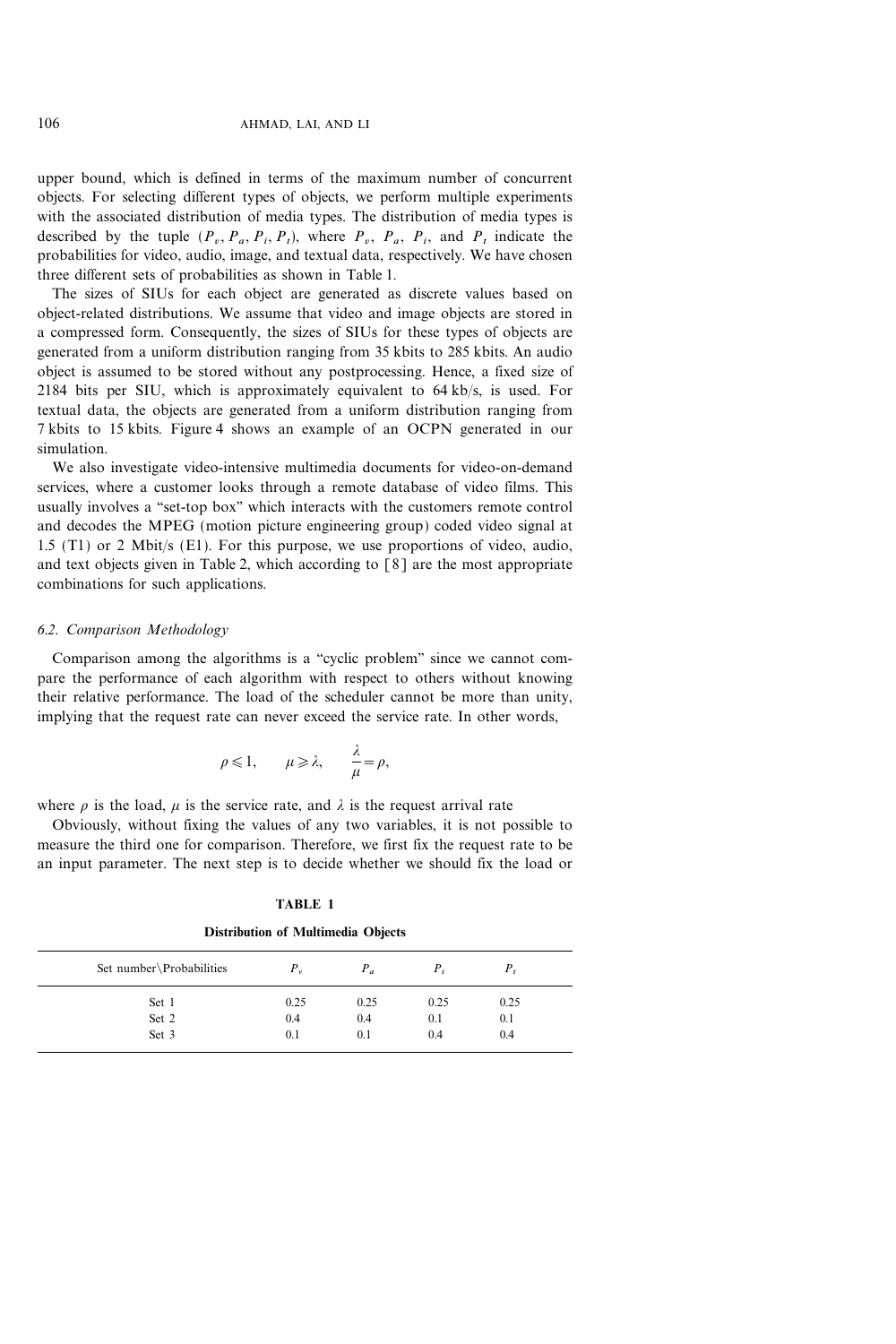upper bound, which is defined in terms of the maximum number of concurrent objects. For selecting different types of objects, we perform multiple experiments with the associated distribution of media types. The distribution of media types is described by the tuple $(P_v, P_a, P_i, P_t)$, where $P_v$, $P_a$, $P_i$, and $P_t$ indicate the probabilities for video, audio, image, and textual data, respectively. We have chosen three different sets of probabilities as shown in Table 1.

The sizes of SIUs for each object are generated as discrete values based on object-related distributions. We assume that video and image objects are stored in a compressed form. Consequently, the sizes of SIUs for these types of objects are generated from a uniform distribution ranging from 35 kbits to 285 kbits. An audio object is assumed to be stored without any postprocessing. Hence, a fixed size of 2184 bits per SIU, which is approximately equivalent to 64 kb/s, is used. For textual data, the objects are generated from a uniform distribution ranging from 7 kbits to 15 kbits. Figure 4 shows an example of an OCPN generated in our simulation.

We also investigate video-intensive multimedia documents for video-on-demand services, where a customer looks through a remote database of video films. This usually involves a "set-top box" which interacts with the customers remote control and decodes the MPEG (motion picture engineering group) coded video signal at 1.5 (T1) or 2 Mbit/s (E1). For this purpose, we use proportions of video, audio, and text objects given in Table 2, which according to [8] are the most appropriate combinations for such applications.

### 6.2. Comparison Methodology

Comparison among the algorithms is a "cyclic problem" since we cannot compare the performance of each algorithm with respect to others without knowing their relative performance. The load of the scheduler cannot be more than unity, implying that the request rate can never exceed the service rate. In other words,

$$\rho \leqslant 1, \qquad \mu \geqslant \lambda, \qquad \frac{\lambda}{\mu} = \rho,$$

where $\rho$ is the load, $\mu$ is the service rate, and $\lambda$ is the request arrival rate

Obviously, without fixing the values of any two variables, it is not possible to measure the third one for comparison. Therefore, we first fix the request rate to be an input parameter. The next step is to decide whether we should fix the load or

**TABLE 1**

**Distribution of Multimedia Objects**

| Set number\Probabilities | $P_v$ | $P_a$ | $P_i$ | $P_t$ |
|---|---|---|---|---|
| Set 1 | 0.25 | 0.25 | 0.25 | 0.25 |
| Set 2 | 0.4 | 0.4 | 0.1 | 0.1 |
| Set 3 | 0.1 | 0.1 | 0.4 | 0.4 |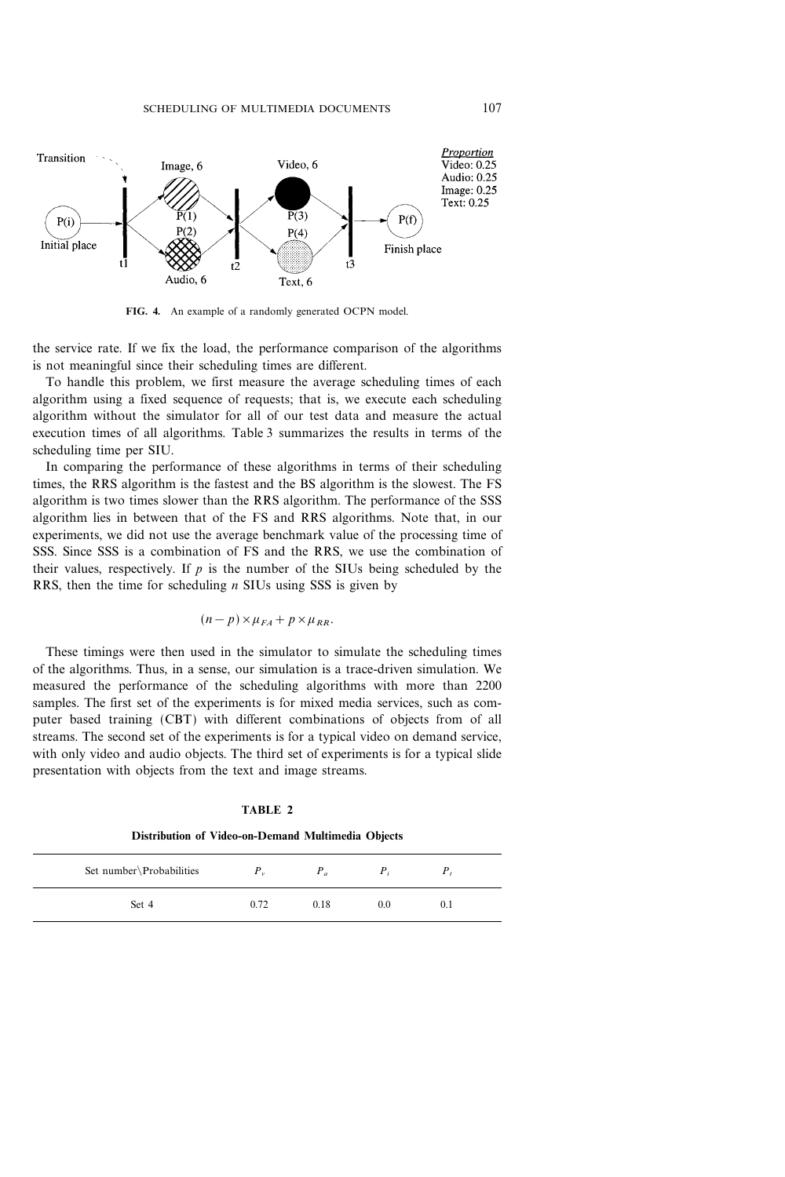**FIG. 4.** An example of a randomly generated OCPN model.

the service rate. If we fix the load, the performance comparison of the algorithms is not meaningful since their scheduling times are different.

To handle this problem, we first measure the average scheduling times of each algorithm using a fixed sequence of requests; that is, we execute each scheduling algorithm without the simulator for all of our test data and measure the actual execution times of all algorithms. Table 3 summarizes the results in terms of the scheduling time per SIU.

In comparing the performance of these algorithms in terms of their scheduling times, the RRS algorithm is the fastest and the BS algorithm is the slowest. The FS algorithm is two times slower than the RRS algorithm. The performance of the SSS algorithm lies in between that of the FS and RRS algorithms. Note that, in our experiments, we did not use the average benchmark value of the processing time of SSS. Since SSS is a combination of FS and the RRS, we use the combination of their values, respectively. If $p$ is the number of the SIUs being scheduled by the RRS, then the time for scheduling $n$ SIUs using SSS is given by

$$(n - p) \times \mu_{FA} + p \times \mu_{RR}.$$

These timings were then used in the simulator to simulate the scheduling times of the algorithms. Thus, in a sense, our simulation is a trace-driven simulation. We measured the performance of the scheduling algorithms with more than 2200 samples. The first set of the experiments is for mixed media services, such as computer based training (CBT) with different combinations of objects from of all streams. The second set of the experiments is for a typical video on demand service, with only video and audio objects. The third set of experiments is for a typical slide presentation with objects from the text and image streams.

**TABLE 2**

**Distribution of Video-on-Demand Multimedia Objects**

| Set number\Probabilities | $P_v$ | $P_a$ | $P_i$ | $P_t$ |
|---|---|---|---|---|
| Set 4 | 0.72 | 0.18 | 0.0 | 0.1 |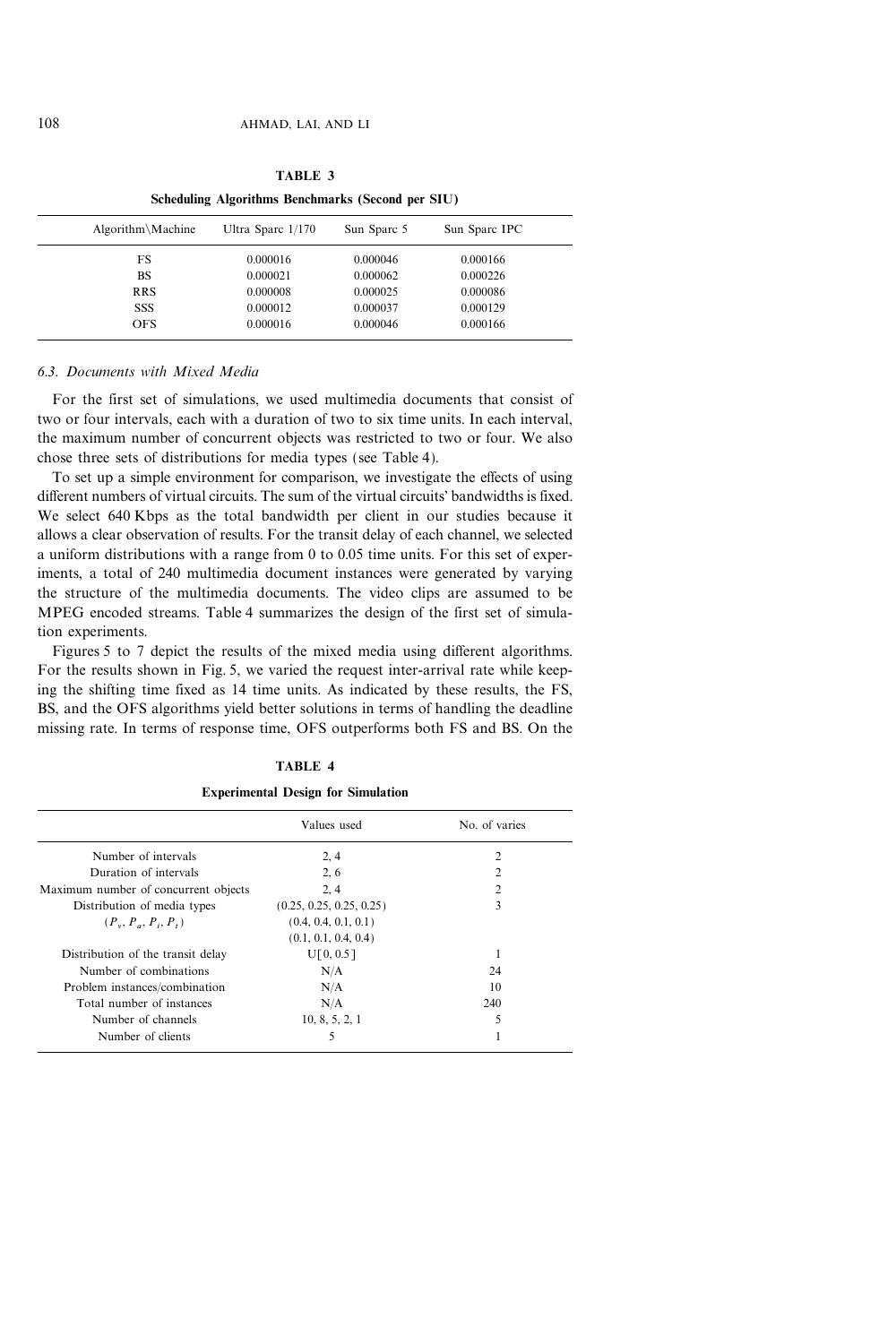**TABLE 3**

**Scheduling Algorithms Benchmarks (Second per SIU)**

| Algorithm\Machine | Ultra Sparc 1/170 | Sun Sparc 5 | Sun Sparc IPC |
|---|---|---|---|
| FS | 0.000016 | 0.000046 | 0.000166 |
| BS | 0.000021 | 0.000062 | 0.000226 |
| RRS | 0.000008 | 0.000025 | 0.000086 |
| SSS | 0.000012 | 0.000037 | 0.000129 |
| OFS | 0.000016 | 0.000046 | 0.000166 |

### *6.3. Documents with Mixed Media*

For the first set of simulations, we used multimedia documents that consist of two or four intervals, each with a duration of two to six time units. In each interval, the maximum number of concurrent objects was restricted to two or four. We also chose three sets of distributions for media types (see Table 4).

To set up a simple environment for comparison, we investigate the effects of using different numbers of virtual circuits. The sum of the virtual circuits' bandwidths is fixed. We select 640 Kbps as the total bandwidth per client in our studies because it allows a clear observation of results. For the transit delay of each channel, we selected a uniform distributions with a range from 0 to 0.05 time units. For this set of experiments, a total of 240 multimedia document instances were generated by varying the structure of the multimedia documents. The video clips are assumed to be MPEG encoded streams. Table 4 summarizes the design of the first set of simulation experiments.

Figures 5 to 7 depict the results of the mixed media using different algorithms. For the results shown in Fig. 5, we varied the request inter-arrival rate while keeping the shifting time fixed as 14 time units. As indicated by these results, the FS, BS, and the OFS algorithms yield better solutions in terms of handling the deadline missing rate. In terms of response time, OFS outperforms both FS and BS. On the

**TABLE 4**

**Experimental Design for Simulation**

| | Values used | No. of varies |
|---|---|---|
| Number of intervals | 2, 4 | 2 |
| Duration of intervals | 2, 6 | 2 |
| Maximum number of concurrent objects | 2, 4 | 2 |
| Distribution of media types | (0.25, 0.25, 0.25, 0.25) | 3 |
| $(P_v, P_a, P_i, P_t)$ | (0.4, 0.4, 0.1, 0.1) | |
| | (0.1, 0.1, 0.4, 0.4) | |
| Distribution of the transit delay | U[0, 0.5] | 1 |
| Number of combinations | N/A | 24 |
| Problem instances/combination | N/A | 10 |
| Total number of instances | N/A | 240 |
| Number of channels | 10, 8, 5, 2, 1 | 5 |
| Number of clients | 5 | 1 |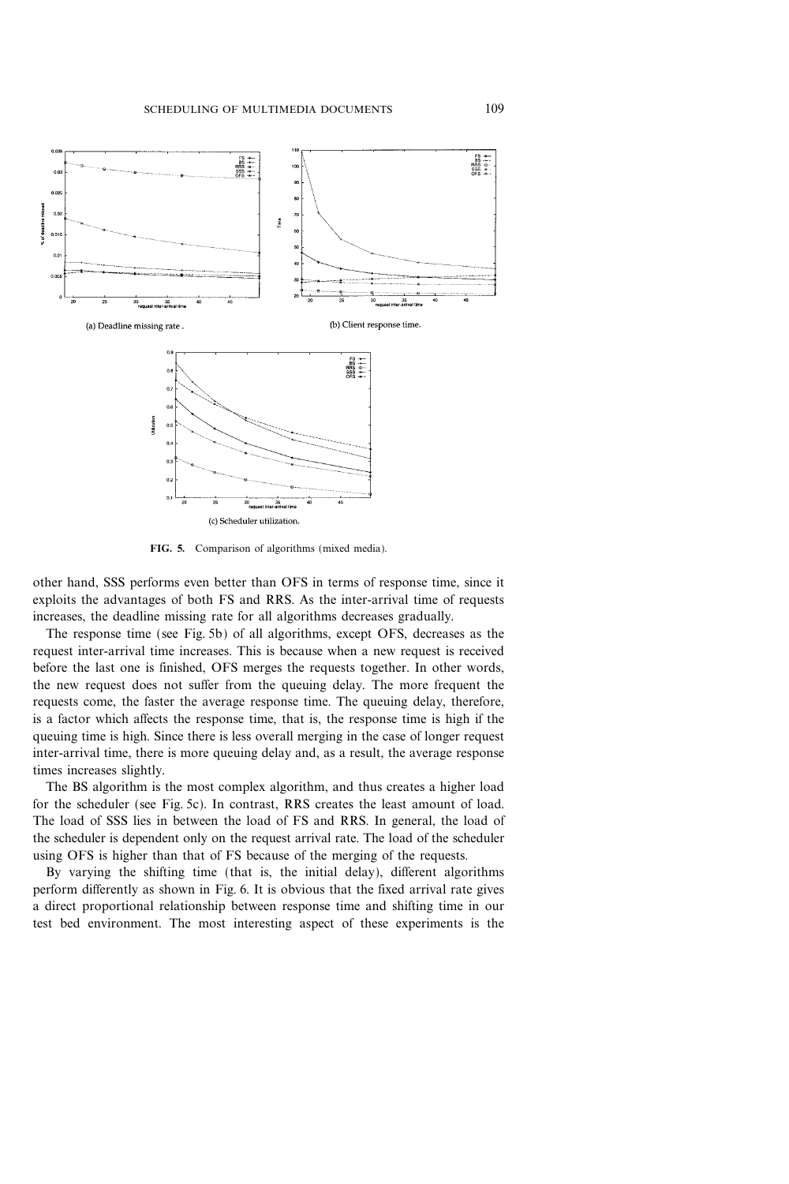(a) Deadline missing rate.

(b) Client response time.

(c) Scheduler utilization.

**FIG. 5.** Comparison of algorithms (mixed media).

other hand, SSS performs even better than OFS in terms of response time, since it exploits the advantages of both FS and RRS. As the inter-arrival time of requests increases, the deadline missing rate for all algorithms decreases gradually.

The response time (see Fig. 5b) of all algorithms, except OFS, decreases as the request inter-arrival time increases. This is because when a new request is received before the last one is finished, OFS merges the requests together. In other words, the new request does not suffer from the queuing delay. The more frequent the requests come, the faster the average response time. The queuing delay, therefore, is a factor which affects the response time, that is, the response time is high if the queuing time is high. Since there is less overall merging in the case of longer request inter-arrival time, there is more queuing delay and, as a result, the average response times increases slightly.

The BS algorithm is the most complex algorithm, and thus creates a higher load for the scheduler (see Fig. 5c). In contrast, RRS creates the least amount of load. The load of SSS lies in between the load of FS and RRS. In general, the load of the scheduler is dependent only on the request arrival rate. The load of the scheduler using OFS is higher than that of FS because of the merging of the requests.

By varying the shifting time (that is, the initial delay), different algorithms perform differently as shown in Fig. 6. It is obvious that the fixed arrival rate gives a direct proportional relationship between response time and shifting time in our test bed environment. The most interesting aspect of these experiments is the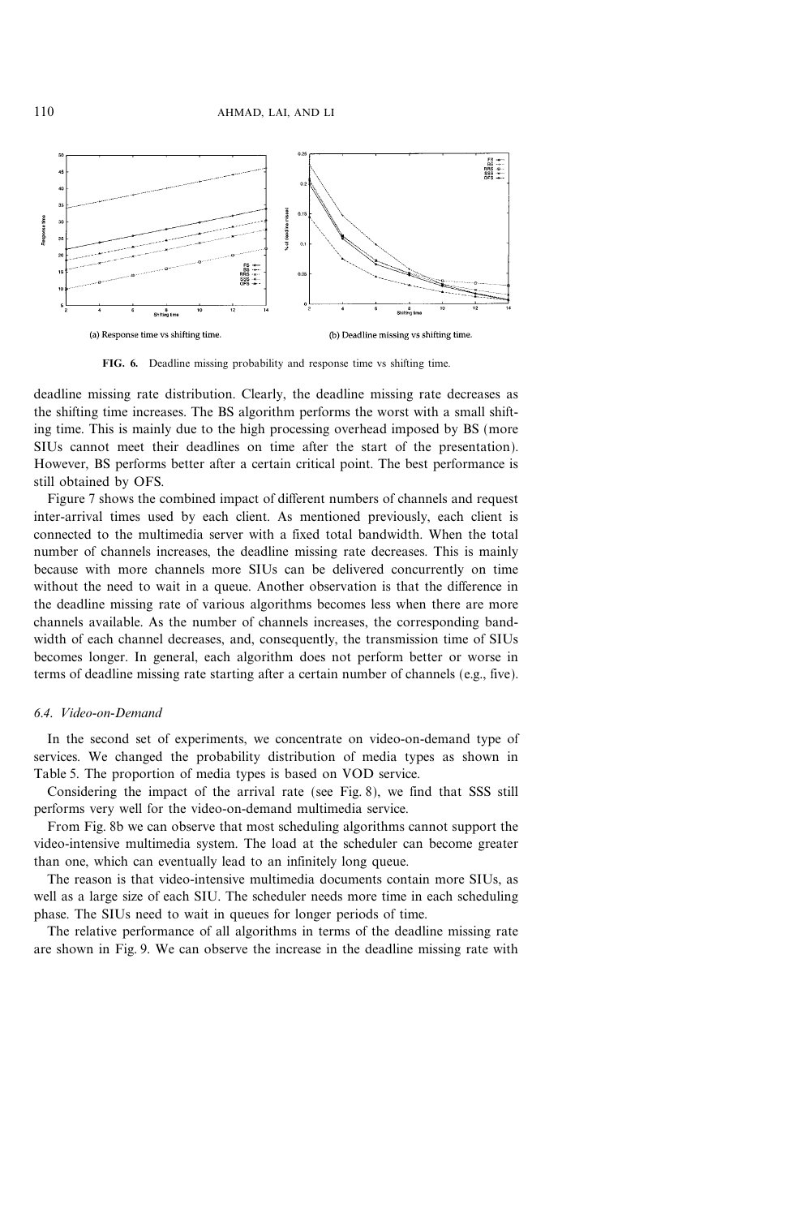(a) Response time vs shifting time.

(b) Deadline missing vs shifting time.

**FIG. 6.** Deadline missing probability and response time vs shifting time.

deadline missing rate distribution. Clearly, the deadline missing rate decreases as the shifting time increases. The BS algorithm performs the worst with a small shifting time. This is mainly due to the high processing overhead imposed by BS (more SIUs cannot meet their deadlines on time after the start of the presentation). However, BS performs better after a certain critical point. The best performance is still obtained by OFS.

Figure 7 shows the combined impact of different numbers of channels and request inter-arrival times used by each client. As mentioned previously, each client is connected to the multimedia server with a fixed total bandwidth. When the total number of channels increases, the deadline missing rate decreases. This is mainly because with more channels more SIUs can be delivered concurrently on time without the need to wait in a queue. Another observation is that the difference in the deadline missing rate of various algorithms becomes less when there are more channels available. As the number of channels increases, the corresponding bandwidth of each channel decreases, and, consequently, the transmission time of SIUs becomes longer. In general, each algorithm does not perform better or worse in terms of deadline missing rate starting after a certain number of channels (e.g., five).

### 6.4. *Video-on-Demand*

In the second set of experiments, we concentrate on video-on-demand type of services. We changed the probability distribution of media types as shown in Table 5. The proportion of media types is based on VOD service.

Considering the impact of the arrival rate (see Fig. 8), we find that SSS still performs very well for the video-on-demand multimedia service.

From Fig. 8b we can observe that most scheduling algorithms cannot support the video-intensive multimedia system. The load at the scheduler can become greater than one, which can eventually lead to an infinitely long queue.

The reason is that video-intensive multimedia documents contain more SIUs, as well as a large size of each SIU. The scheduler needs more time in each scheduling phase. The SIUs need to wait in queues for longer periods of time.

The relative performance of all algorithms in terms of the deadline missing rate are shown in Fig. 9. We can observe the increase in the deadline missing rate with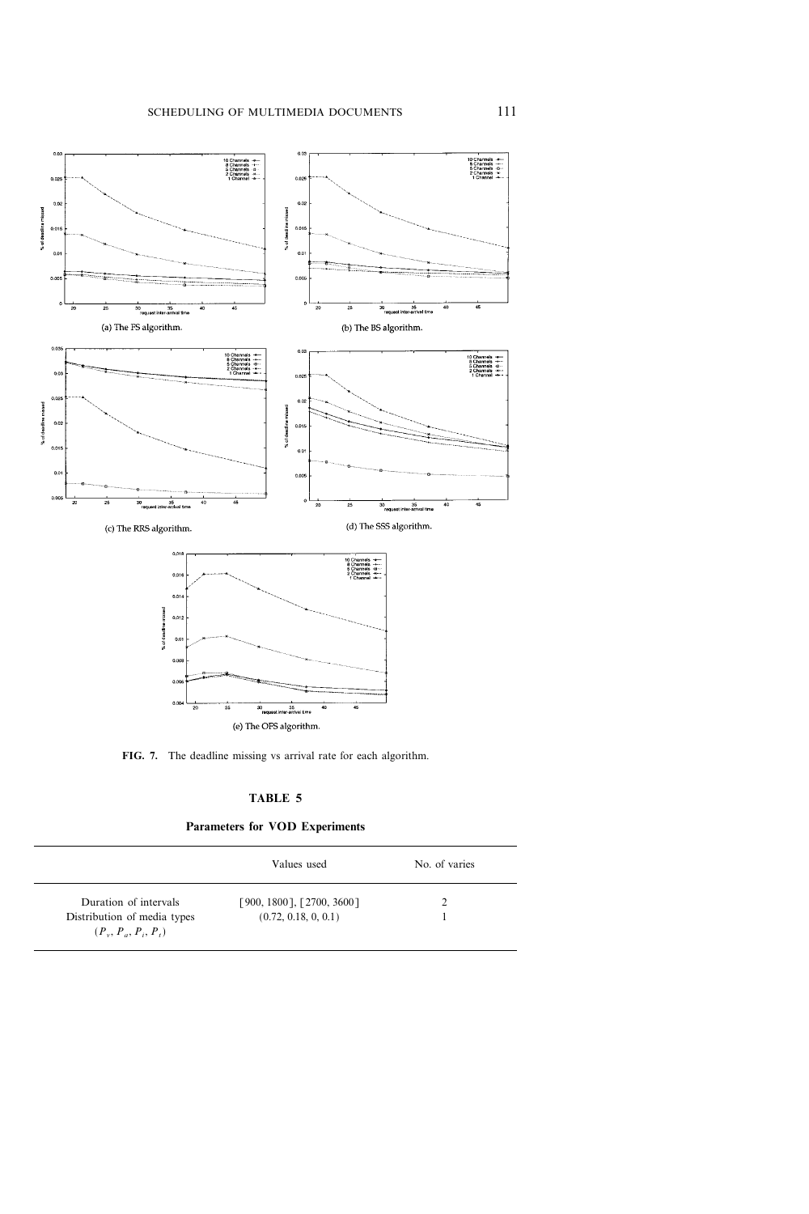(a) The FS algorithm.

(b) The BS algorithm.

(c) The RRS algorithm.

(d) The SSS algorithm.

(e) The OFS algorithm.

**FIG. 7.** The deadline missing vs arrival rate for each algorithm.

**TABLE 5**

**Parameters for VOD Experiments**

| | Values used | No. of varies |
|---|---|---|
| Duration of intervals | [900, 1800], [2700, 3600] | 2 |
| Distribution of media types ($P_v$, $P_a$, $P_i$, $P_t$) | (0.72, 0.18, 0, 0.1) | 1 |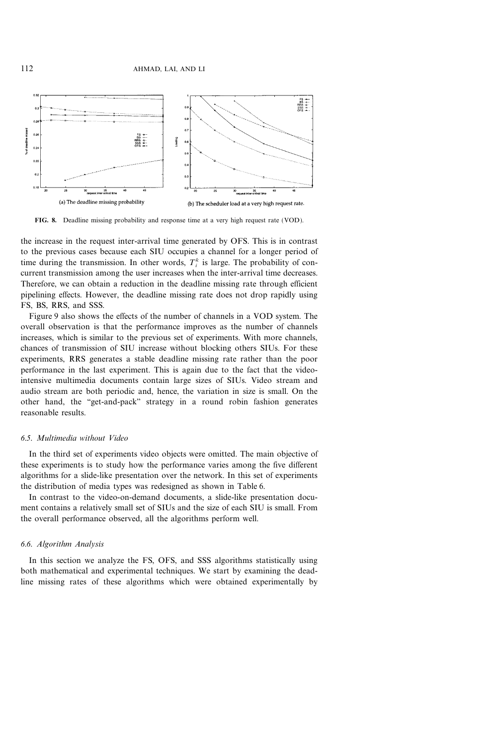(a) The deadline missing probability

(b) The scheduler load at a very high request rate.

**FIG. 8.** Deadline missing probability and response time at a very high request rate (VOD).

the increase in the request inter-arrival time generated by OFS. This is in contrast to the previous cases because each SIU occupies a channel for a longer period of time during the transmission. In other words, $T_i^k$ is large. The probability of concurrent transmission among the user increases when the inter-arrival time decreases. Therefore, we can obtain a reduction in the deadline missing rate through efficient pipelining effects. However, the deadline missing rate does not drop rapidly using FS, BS, RRS, and SSS.

Figure 9 also shows the effects of the number of channels in a VOD system. The overall observation is that the performance improves as the number of channels increases, which is similar to the previous set of experiments. With more channels, chances of transmission of SIU increase without blocking others SIUs. For these experiments, RRS generates a stable deadline missing rate rather than the poor performance in the last experiment. This is again due to the fact that the video-intensive multimedia documents contain large sizes of SIUs. Video stream and audio stream are both periodic and, hence, the variation in size is small. On the other hand, the "get-and-pack" strategy in a round robin fashion generates reasonable results.

### 6.5. *Multimedia without Video*

In the third set of experiments video objects were omitted. The main objective of these experiments is to study how the performance varies among the five different algorithms for a slide-like presentation over the network. In this set of experiments the distribution of media types was redesigned as shown in Table 6.

In contrast to the video-on-demand documents, a slide-like presentation document contains a relatively small set of SIUs and the size of each SIU is small. From the overall performance observed, all the algorithms perform well.

### 6.6. *Algorithm Analysis*

In this section we analyze the FS, OFS, and SSS algorithms statistically using both mathematical and experimental techniques. We start by examining the deadline missing rates of these algorithms which were obtained experimentally by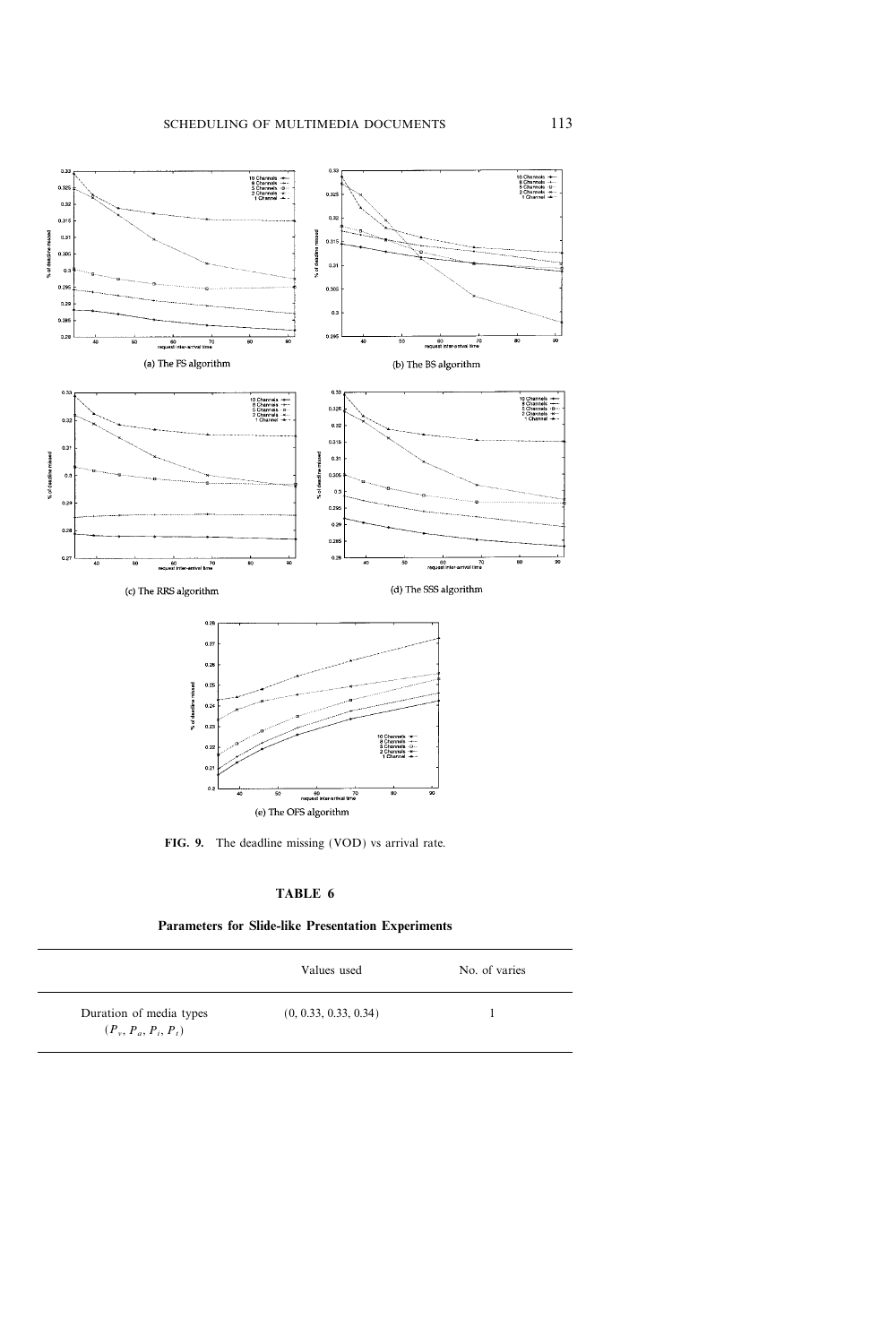(a) The FS algorithm

(b) The BS algorithm

(c) The RRS algorithm

(d) The SSS algorithm

(e) The OFS algorithm

**FIG. 9.** The deadline missing (VOD) vs arrival rate.

**TABLE 6**

**Parameters for Slide-like Presentation Experiments**

| | Values used | No. of varies |
|---|---|---|
| Duration of media types ($P_v$, $P_a$, $P_i$, $P_t$) | (0, 0.33, 0.33, 0.34) | 1 |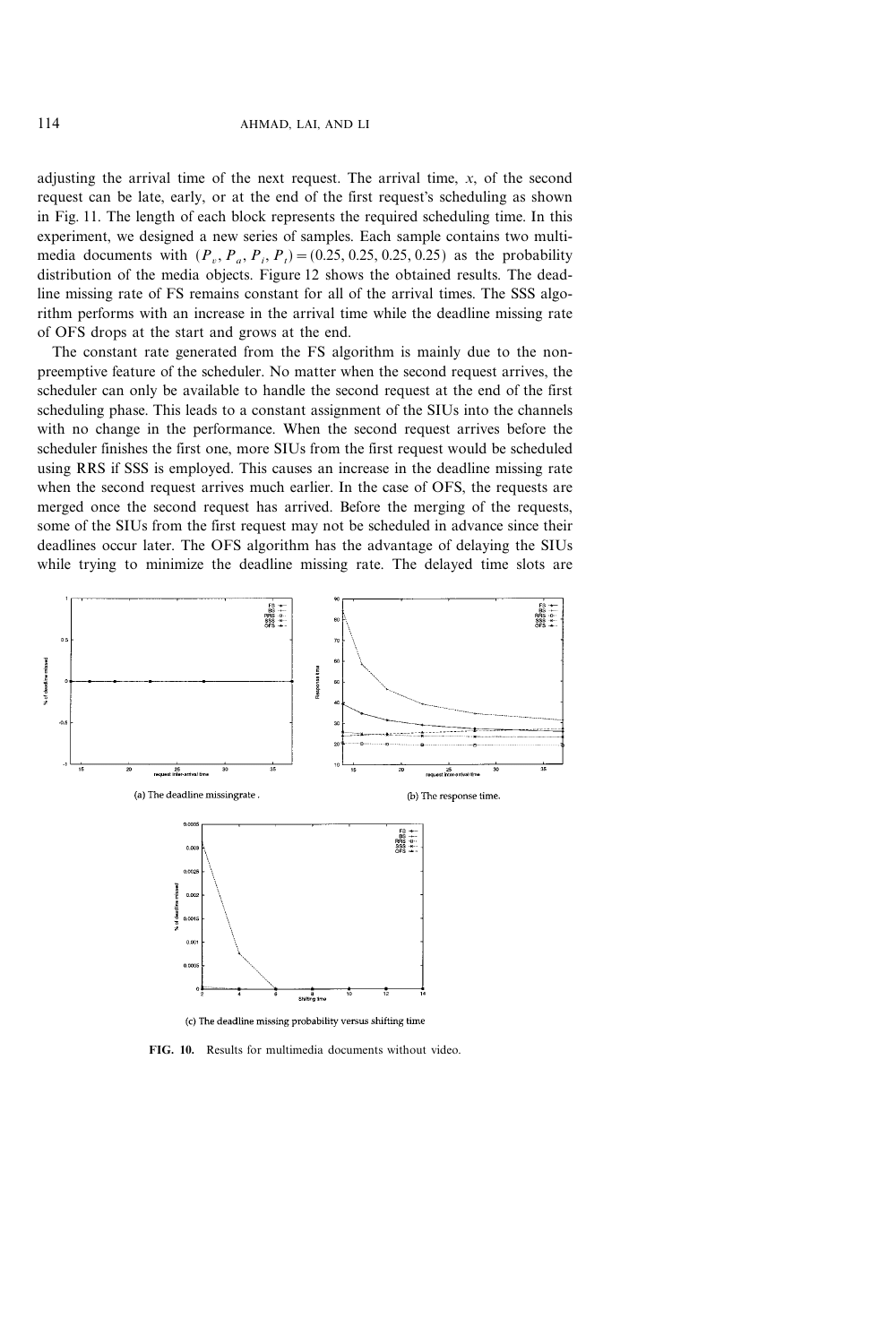adjusting the arrival time of the next request. The arrival time, $x$, of the second request can be late, early, or at the end of the first request's scheduling as shown in Fig. 11. The length of each block represents the required scheduling time. In this experiment, we designed a new series of samples. Each sample contains two multimedia documents with $(P_v, P_a, P_i, P_t) = (0.25, 0.25, 0.25, 0.25)$ as the probability distribution of the media objects. Figure 12 shows the obtained results. The deadline missing rate of FS remains constant for all of the arrival times. The SSS algorithm performs with an increase in the arrival time while the deadline missing rate of OFS drops at the start and grows at the end.

The constant rate generated from the FS algorithm is mainly due to the nonpreemptive feature of the scheduler. No matter when the second request arrives, the scheduler can only be available to handle the second request at the end of the first scheduling phase. This leads to a constant assignment of the SIUs into the channels with no change in the performance. When the second request arrives before the scheduler finishes the first one, more SIUs from the first request would be scheduled using RRS if SSS is employed. This causes an increase in the deadline missing rate when the second request arrives much earlier. In the case of OFS, the requests are merged once the second request has arrived. Before the merging of the requests, some of the SIUs from the first request may not be scheduled in advance since their deadlines occur later. The OFS algorithm has the advantage of delaying the SIUs while trying to minimize the deadline missing rate. The delayed time slots are

(a) The deadline missingrate.

(b) The response time.

(c) The deadline missing probability versus shifting time

**FIG. 10.** Results for multimedia documents without video.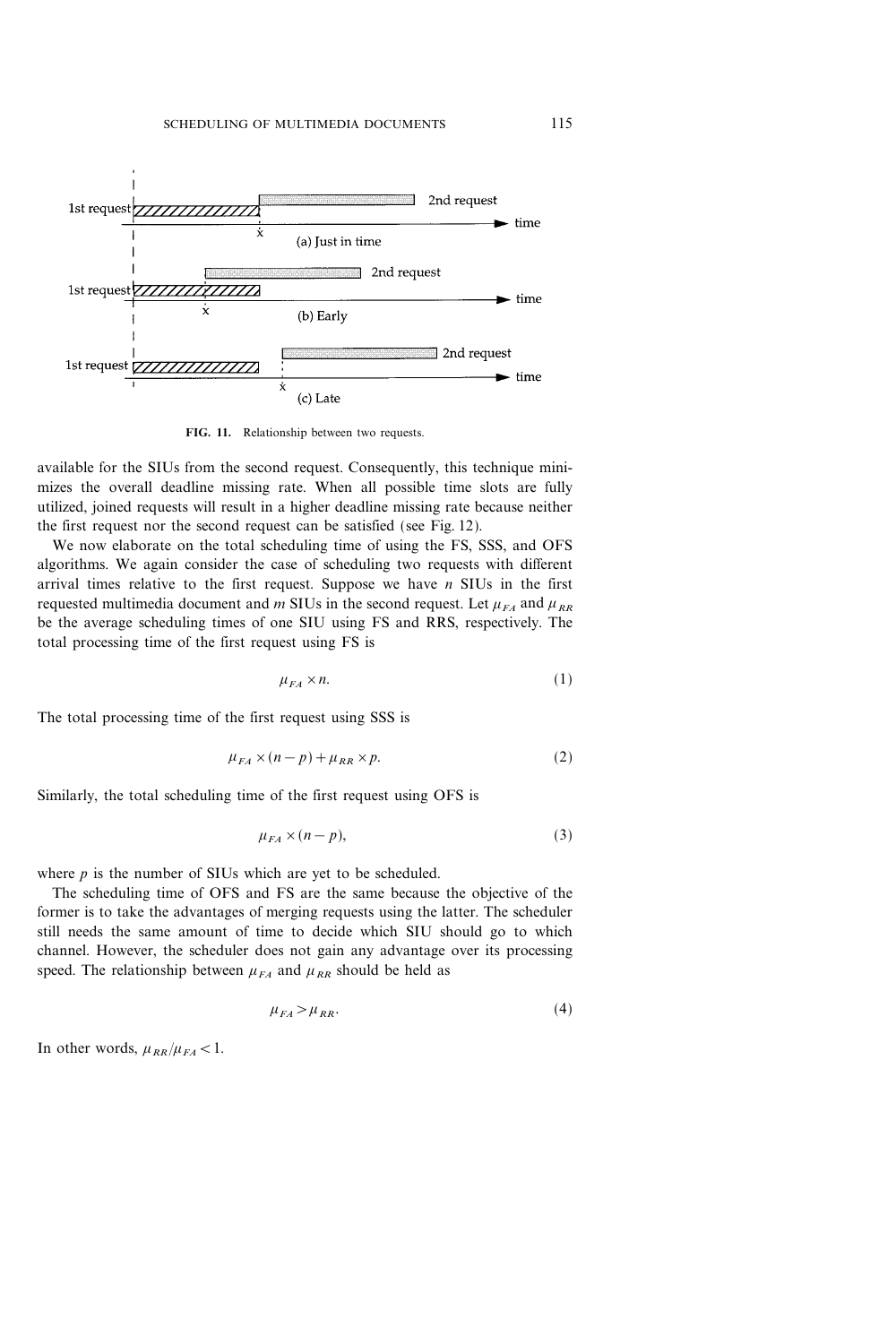FIG. 11. Relationship between two requests.

available for the SIUs from the second request. Consequently, this technique minimizes the overall deadline missing rate. When all possible time slots are fully utilized, joined requests will result in a higher deadline missing rate because neither the first request nor the second request can be satisfied (see Fig. 12).

We now elaborate on the total scheduling time of using the FS, SSS, and OFS algorithms. We again consider the case of scheduling two requests with different arrival times relative to the first request. Suppose we have $n$ SIUs in the first requested multimedia document and $m$ SIUs in the second request. Let $\mu_{FA}$ and $\mu_{RR}$ be the average scheduling times of one SIU using FS and RRS, respectively. The total processing time of the first request using FS is

$$\mu_{FA} \times n. \tag{1}$$

The total processing time of the first request using SSS is

$$\mu_{FA} \times (n-p) + \mu_{RR} \times p. \tag{2}$$

Similarly, the total scheduling time of the first request using OFS is

$$\mu_{FA} \times (n-p), \tag{3}$$

where $p$ is the number of SIUs which are yet to be scheduled.

The scheduling time of OFS and FS are the same because the objective of the former is to take the advantages of merging requests using the latter. The scheduler still needs the same amount of time to decide which SIU should go to which channel. However, the scheduler does not gain any advantage over its processing speed. The relationship between $\mu_{FA}$ and $\mu_{RR}$ should be held as

$$\mu_{FA} > \mu_{RR}. \tag{4}$$

In other words, $\mu_{RR}/\mu_{FA} < 1$.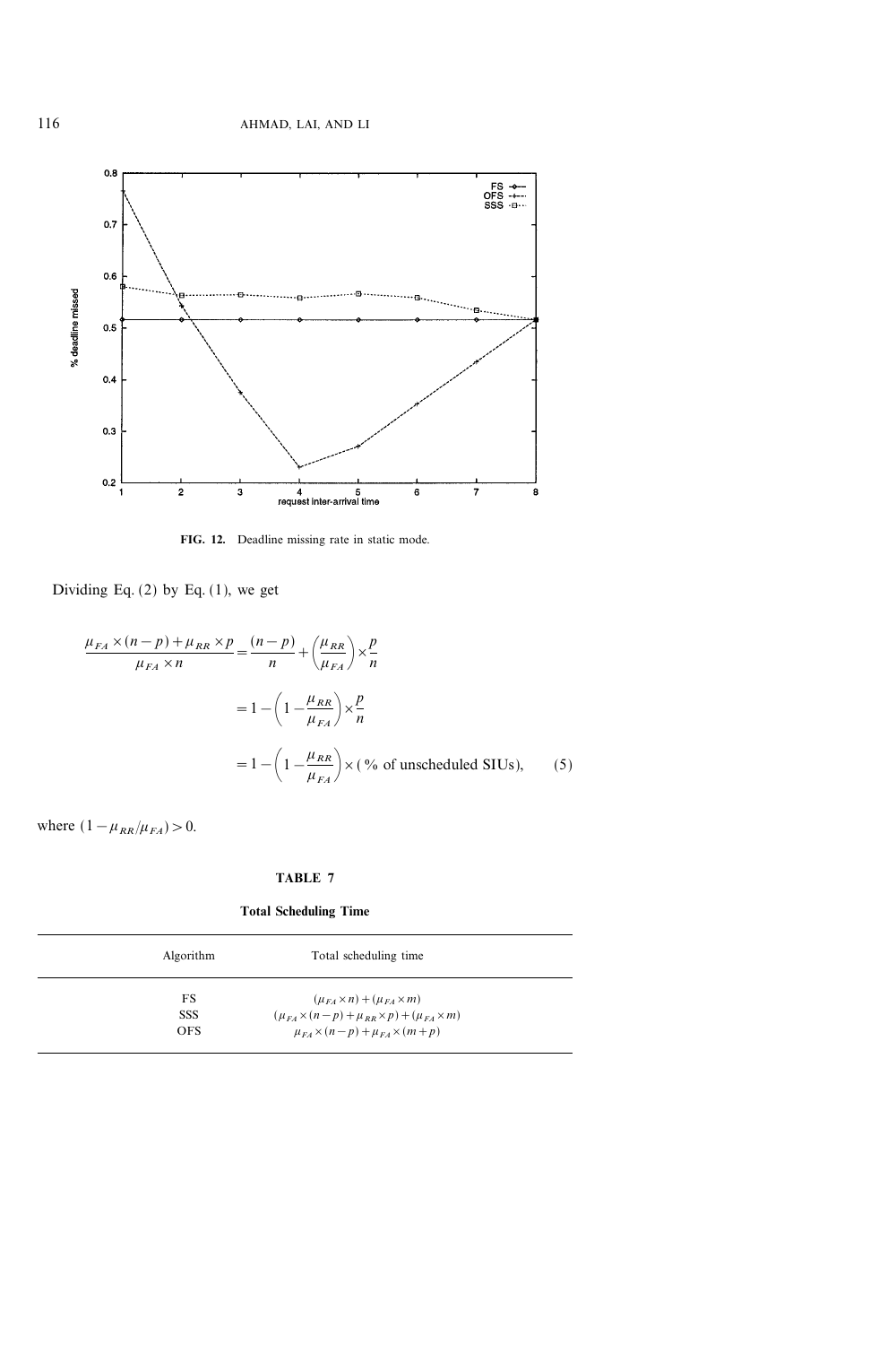FIG. 12. Deadline missing rate in static mode.

Dividing Eq. (2) by Eq. (1), we get

$$\frac{\mu_{FA} \times (n-p) + \mu_{RR} \times p}{\mu_{FA} \times n} = \frac{(n-p)}{n} + \left(\frac{\mu_{RR}}{\mu_{FA}}\right) \times \frac{p}{n}$$

$$= 1 - \left(1 - \frac{\mu_{RR}}{\mu_{FA}}\right) \times \frac{p}{n}$$

$$= 1 - \left(1 - \frac{\mu_{RR}}{\mu_{FA}}\right) \times (\text{\% of unscheduled SIUs}), \qquad (5)$$

where $(1 - \mu_{RR}/\mu_{FA}) > 0$.

**TABLE 7**

**Total Scheduling Time**

| Algorithm | Total scheduling time |
|---|---|
| FS | $(\mu_{FA} \times n) + (\mu_{FA} \times m)$ |
| SSS | $(\mu_{FA} \times (n-p) + \mu_{RR} \times p) + (\mu_{FA} \times m)$ |
| OFS | $\mu_{FA} \times (n-p) + \mu_{FA} \times (m+p)$ |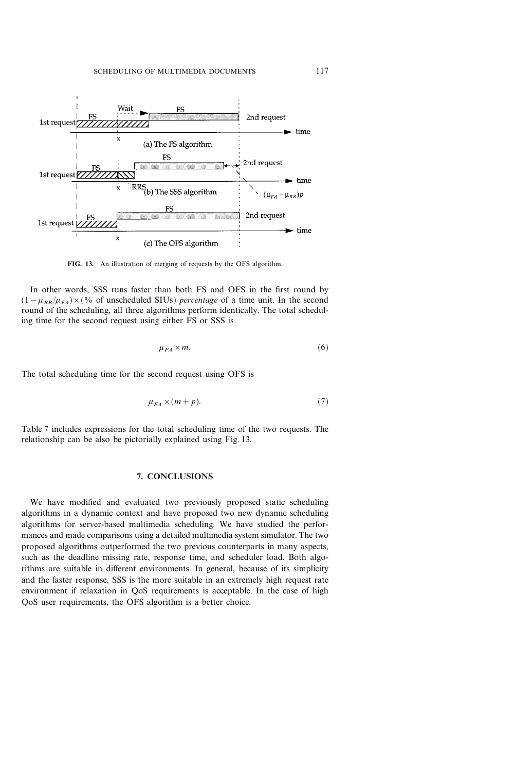FIG. 13. An illustration of merging of requests by the OFS algorithm.

In other words, SSS runs faster than both FS and OFS in the first round by $(1-\mu_{RR}/\mu_{FA})\times$(% of unscheduled SIUs) *percentage* of a time unit. In the second round of the scheduling, all three algorithms perform identically. The total scheduling time for the second request using either FS or SSS is

$$\mu_{FA}\times m. \tag{6}$$

The total scheduling time for the second request using OFS is

$$\mu_{FA}\times(m+p). \tag{7}$$

Table 7 includes expressions for the total scheduling time of the two requests. The relationship can be also be pictorially explained using Fig. 13.

## 7. CONCLUSIONS

We have modified and evaluated two previously proposed static scheduling algorithms in a dynamic context and have proposed two new dynamic scheduling algorithms for server-based multimedia scheduling. We have studied the performances and made comparisons using a detailed multimedia system simulator. The two proposed algorithms outperformed the two previous counterparts in many aspects, such as the deadline missing rate, response time, and scheduler load. Both algorithms are suitable in different environments. In general, because of its simplicity and the faster response, SSS is the more suitable in an extremely high request rate environment if relaxation in QoS requirements is acceptable. In the case of high QoS user requirements, the OFS algorithm is a better choice.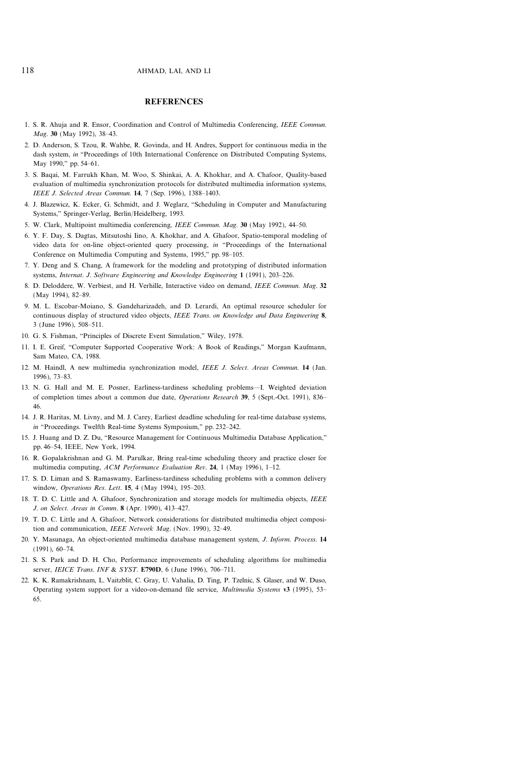## REFERENCES

1. S. R. Ahuja and R. Ensor, Coordination and Control of Multimedia Conferencing, *IEEE Commun. Mag.* **30** (May 1992), 38–43.
2. D. Anderson, S. Tzou, R. Wahbe, R. Govinda, and H. Andres, Support for continuous media in the dash system, *in* "Proceedings of 10th International Conference on Distributed Computing Systems, May 1990," pp. 54–61.
3. S. Baqai, M. Farrukh Khan, M. Woo, S. Shinkai, A. A. Khokhar, and A. Chafoor, Quality-based evaluation of multimedia synchronization protocols for distributed multimedia information systems, *IEEE J. Selected Areas Commun.* **14**, 7 (Sep. 1996), 1388–1403.
4. J. Blazewicz, K. Ecker, G. Schmidt, and J. Weglarz, "Scheduling in Computer and Manufacturing Systems," Springer-Verlag, Berlin/Heidelberg, 1993.
5. W. Clark, Multipoint multimedia conferencing, *IEEE Commun. Mag.* **30** (May 1992), 44–50.
6. Y. F. Day, S. Dagtas, Mitsutoshi Iino, A. Khokhar, and A. Ghafoor, Spatio-temporal modeling of video data for on-line object-oriented query processing, *in* "Proceedings of the International Conference on Multimedia Computing and Systems, 1995," pp. 98–105.
7. Y. Deng and S. Chang, A framework for the modeling and prototyping of distributed information systems, *Internat. J. Software Engineering and Knowledge Engineering* **1** (1991), 203–226.
8. D. Deloddere, W. Verbiest, and H. Verhille, Interactive video on demand, *IEEE Commun. Mag.* **32** (May 1994), 82–89.
9. M. L. Escobar-Moiano, S. Gandeharizadeh, and D. Lerardi, An optimal resource scheduler for continuous display of structured video objects, *IEEE Trans. on Knowledge and Data Engineering* **8**, 3 (June 1996), 508–511.
10. G. S. Fishman, "Principles of Discrete Event Simulation," Wiley, 1978.
11. I. E. Greif, "Computer Supported Cooperative Work: A Book of Readings," Morgan Kaufmann, Sam Mateo, CA, 1988.
12. M. Haindl, A new multimedia synchronization model, *IEEE J. Select. Areas Commun.* **14** (Jan. 1996), 73–83.
13. N. G. Hall and M. E. Posner, Earliness-tardiness scheduling problems—I. Weighted deviation of completion times about a common due date, *Operations Research* **39**, 5 (Sept.-Oct. 1991), 836–46.
14. J. R. Haritas, M. Livny, and M. J. Carey, Earliest deadline scheduling for real-time database systems, *in* "Proceedings. Twelfth Real-time Systems Symposium," pp. 232–242.
15. J. Huang and D. Z. Du, "Resource Management for Continuous Multimedia Database Application," pp. 46–54, IEEE, New York, 1994.
16. R. Gopalakrishnan and G. M. Parulkar, Bring real-time scheduling theory and practice closer for multimedia computing, *ACM Performance Evaluation Rev.* **24**, 1 (May 1996), 1–12.
17. S. D. Liman and S. Ramaswamy, Earliness-tardiness scheduling problems with a common delivery window, *Operations Res. Lett.* **15**, 4 (May 1994), 195–203.
18. T. D. C. Little and A. Ghafoor, Synchronization and storage models for multimedia objects, *IEEE J. on Select. Areas in Comm.* **8** (Apr. 1990), 413–427.
19. T. D. C. Little and A. Ghafoor, Network considerations for distributed multimedia object composition and communication, *IEEE Network Mag.* (Nov. 1990), 32–49.
20. Y. Masunaga, An object-oriented multimedia database management system, *J. Inform. Process.* **14** (1991), 60–74.
21. S. S. Park and D. H. Cho, Performance improvements of scheduling algorithms for multimedia server, *IEICE Trans. INF & SYST.* **E790D**, 6 (June 1996), 706–711.
22. K. K. Ramakrishnam, L. Vaitzblit, C. Gray, U. Vahalia, D. Ting, P. Tzelnic, S. Glaser, and W. Duso, Operating system support for a video-on-demand file service, *Multimedia Systems* **v3** (1995), 53–65.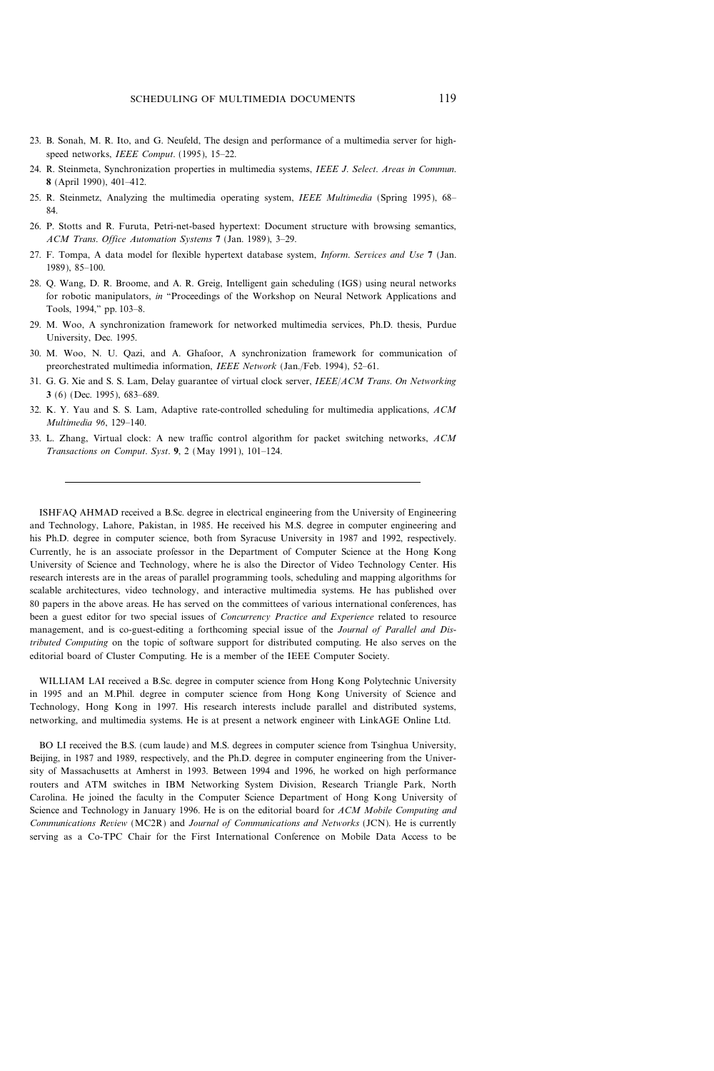23. B. Sonah, M. R. Ito, and G. Neufeld, The design and performance of a multimedia server for high-speed networks, *IEEE Comput.* (1995), 15–22.
24. R. Steinmeta, Synchronization properties in multimedia systems, *IEEE J. Select. Areas in Commun.* **8** (April 1990), 401–412.
25. R. Steinmetz, Analyzing the multimedia operating system, *IEEE Multimedia* (Spring 1995), 68–84.
26. P. Stotts and R. Furuta, Petri-net-based hypertext: Document structure with browsing semantics, *ACM Trans. Office Automation Systems* **7** (Jan. 1989), 3–29.
27. F. Tompa, A data model for flexible hypertext database system, *Inform. Services and Use* **7** (Jan. 1989), 85–100.
28. Q. Wang, D. R. Broome, and A. R. Greig, Intelligent gain scheduling (IGS) using neural networks for robotic manipulators, *in* "Proceedings of the Workshop on Neural Network Applications and Tools, 1994," pp. 103–8.
29. M. Woo, A synchronization framework for networked multimedia services, Ph.D. thesis, Purdue University, Dec. 1995.
30. M. Woo, N. U. Qazi, and A. Ghafoor, A synchronization framework for communication of preorchestrated multimedia information, *IEEE Network* (Jan./Feb. 1994), 52–61.
31. G. G. Xie and S. S. Lam, Delay guarantee of virtual clock server, *IEEE/ACM Trans. On Networking* **3** (6) (Dec. 1995), 683–689.
32. K. Y. Yau and S. S. Lam, Adaptive rate-controlled scheduling for multimedia applications, *ACM Multimedia 96*, 129–140.
33. L. Zhang, Virtual clock: A new traffic control algorithm for packet switching networks, *ACM Transactions on Comput. Syst.* **9**, 2 (May 1991), 101–124.

---

ISHFAQ AHMAD received a B.Sc. degree in electrical engineering from the University of Engineering and Technology, Lahore, Pakistan, in 1985. He received his M.S. degree in computer engineering and his Ph.D. degree in computer science, both from Syracuse University in 1987 and 1992, respectively. Currently, he is an associate professor in the Department of Computer Science at the Hong Kong University of Science and Technology, where he is also the Director of Video Technology Center. His research interests are in the areas of parallel programming tools, scheduling and mapping algorithms for scalable architectures, video technology, and interactive multimedia systems. He has published over 80 papers in the above areas. He has served on the committees of various international conferences, has been a guest editor for two special issues of *Concurrency Practice and Experience* related to resource management, and is co-guest-editing a forthcoming special issue of the *Journal of Parallel and Distributed Computing* on the topic of software support for distributed computing. He also serves on the editorial board of Cluster Computing. He is a member of the IEEE Computer Society.

WILLIAM LAI received a B.Sc. degree in computer science from Hong Kong Polytechnic University in 1995 and an M.Phil. degree in computer science from Hong Kong University of Science and Technology, Hong Kong in 1997. His research interests include parallel and distributed systems, networking, and multimedia systems. He is at present a network engineer with LinkAGE Online Ltd.

BO LI received the B.S. (cum laude) and M.S. degrees in computer science from Tsinghua University, Beijing, in 1987 and 1989, respectively, and the Ph.D. degree in computer engineering from the University of Massachusetts at Amherst in 1993. Between 1994 and 1996, he worked on high performance routers and ATM switches in IBM Networking System Division, Research Triangle Park, North Carolina. He joined the faculty in the Computer Science Department of Hong Kong University of Science and Technology in January 1996. He is on the editorial board for *ACM Mobile Computing and Communications Review* (MC2R) and *Journal of Communications and Networks* (JCN). He is currently serving as a Co-TPC Chair for the First International Conference on Mobile Data Access to be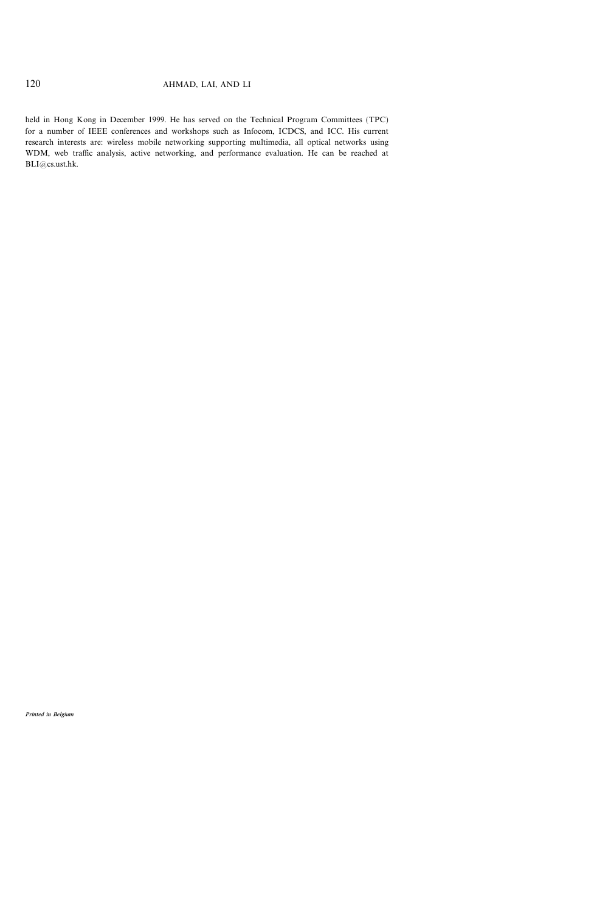held in Hong Kong in December 1999. He has served on the Technical Program Committees (TPC) for a number of IEEE conferences and workshops such as Infocom, ICDCS, and ICC. His current research interests are: wireless mobile networking supporting multimedia, all optical networks using WDM, web traffic analysis, active networking, and performance evaluation. He can be reached at BLI@cs.ust.hk.

*Printed in Belgium*